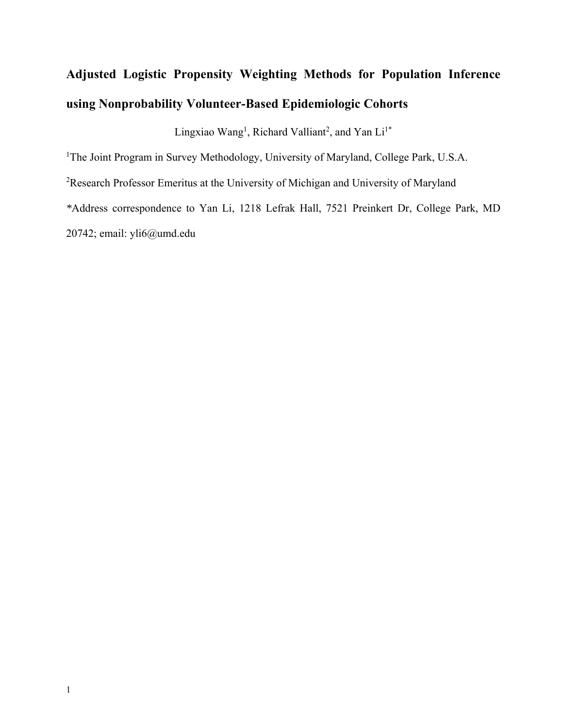# Adjusted Logistic Propensity Weighting Methods for Population Inference using Nonprobability Volunteer-Based Epidemiologic Cohorts

Lingxiao Wang[1], Richard Valliant[2], and Yan Li[1*]

[1]The Joint Program in Survey Methodology, University of Maryland, College Park, U.S.A.

[2]Research Professor Emeritus at the University of Michigan and University of Maryland

*Address correspondence to Yan Li, 1218 Lefrak Hall, 7521 Preinkert Dr, College Park, MD 20742; email: yli6@umd.edu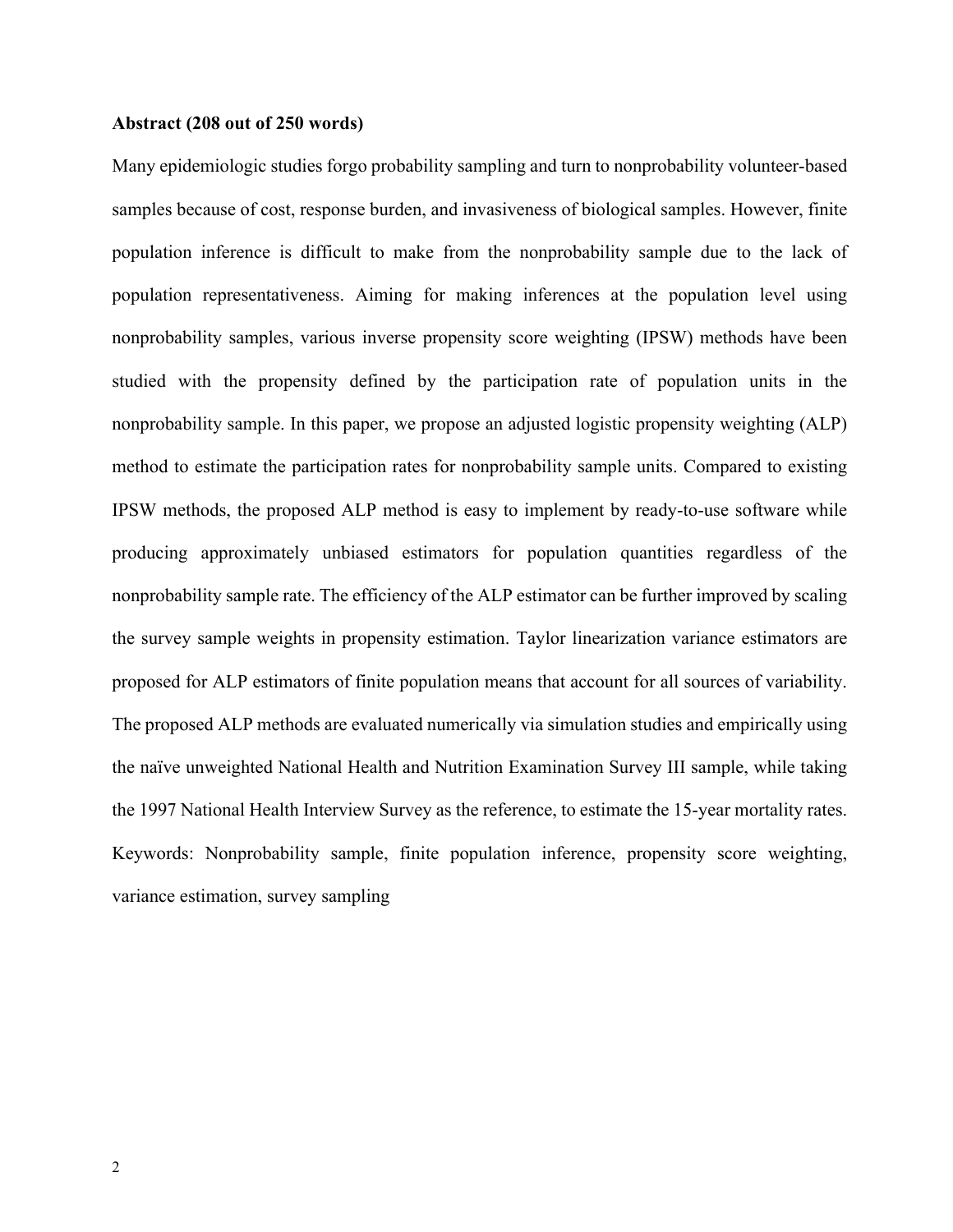**Abstract (208 out of 250 words)**

Many epidemiologic studies forgo probability sampling and turn to nonprobability volunteer-based samples because of cost, response burden, and invasiveness of biological samples. However, finite population inference is difficult to make from the nonprobability sample due to the lack of population representativeness. Aiming for making inferences at the population level using nonprobability samples, various inverse propensity score weighting (IPSW) methods have been studied with the propensity defined by the participation rate of population units in the nonprobability sample. In this paper, we propose an adjusted logistic propensity weighting (ALP) method to estimate the participation rates for nonprobability sample units. Compared to existing IPSW methods, the proposed ALP method is easy to implement by ready-to-use software while producing approximately unbiased estimators for population quantities regardless of the nonprobability sample rate. The efficiency of the ALP estimator can be further improved by scaling the survey sample weights in propensity estimation. Taylor linearization variance estimators are proposed for ALP estimators of finite population means that account for all sources of variability. The proposed ALP methods are evaluated numerically via simulation studies and empirically using the naïve unweighted National Health and Nutrition Examination Survey III sample, while taking the 1997 National Health Interview Survey as the reference, to estimate the 15-year mortality rates.

Keywords: Nonprobability sample, finite population inference, propensity score weighting, variance estimation, survey sampling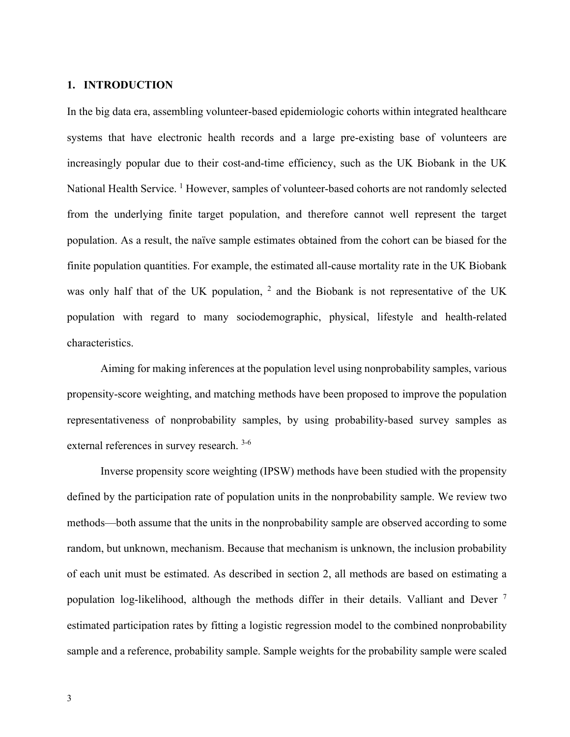## 1. INTRODUCTION

In the big data era, assembling volunteer-based epidemiologic cohorts within integrated healthcare systems that have electronic health records and a large pre-existing base of volunteers are increasingly popular due to their cost-and-time efficiency, such as the UK Biobank in the UK National Health Service. [1] However, samples of volunteer-based cohorts are not randomly selected from the underlying finite target population, and therefore cannot well represent the target population. As a result, the naïve sample estimates obtained from the cohort can be biased for the finite population quantities. For example, the estimated all-cause mortality rate in the UK Biobank was only half that of the UK population, [2] and the Biobank is not representative of the UK population with regard to many sociodemographic, physical, lifestyle and health-related characteristics.

Aiming for making inferences at the population level using nonprobability samples, various propensity-score weighting, and matching methods have been proposed to improve the population representativeness of nonprobability samples, by using probability-based survey samples as external references in survey research. [3-6]

Inverse propensity score weighting (IPSW) methods have been studied with the propensity defined by the participation rate of population units in the nonprobability sample. We review two methods—both assume that the units in the nonprobability sample are observed according to some random, but unknown, mechanism. Because that mechanism is unknown, the inclusion probability of each unit must be estimated. As described in section 2, all methods are based on estimating a population log-likelihood, although the methods differ in their details. Valliant and Dever [7] estimated participation rates by fitting a logistic regression model to the combined nonprobability sample and a reference, probability sample. Sample weights for the probability sample were scaled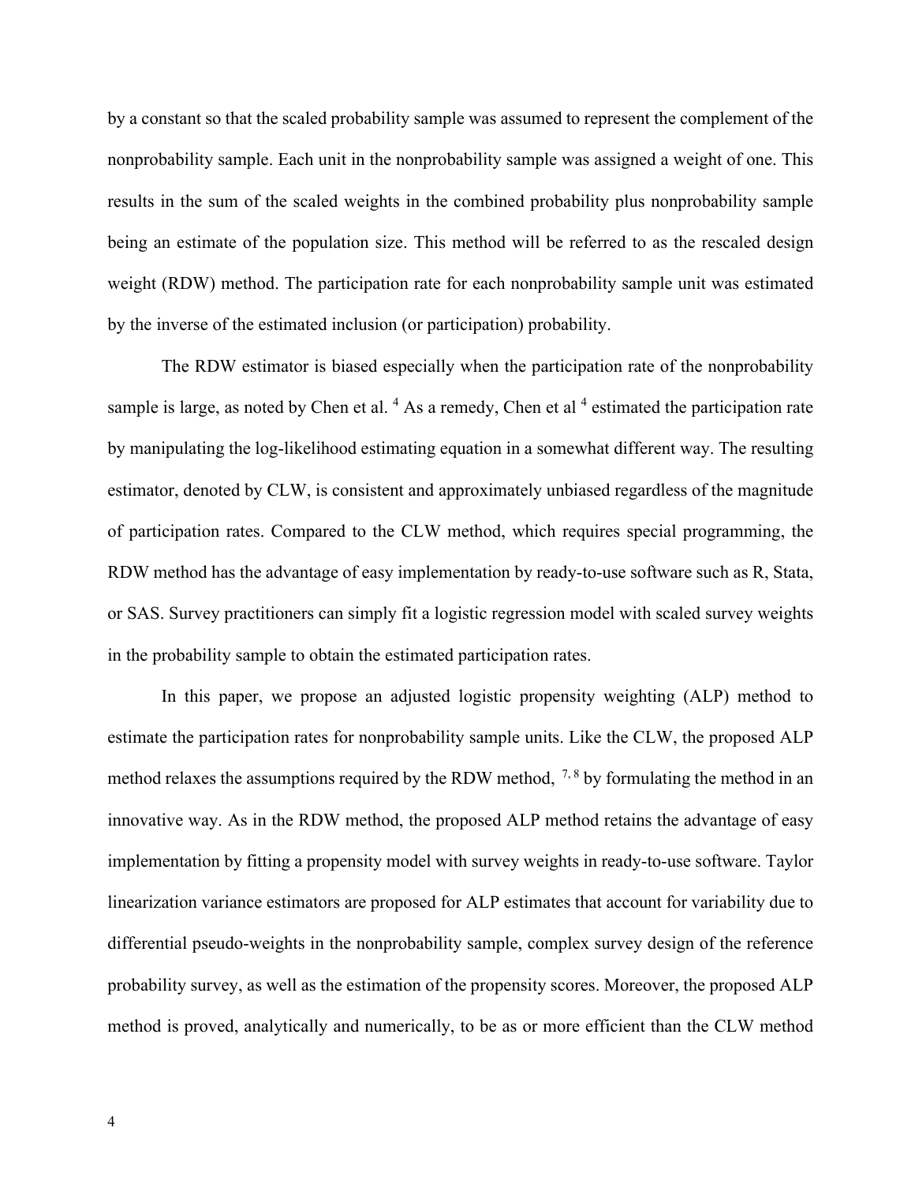by a constant so that the scaled probability sample was assumed to represent the complement of the nonprobability sample. Each unit in the nonprobability sample was assigned a weight of one. This results in the sum of the scaled weights in the combined probability plus nonprobability sample being an estimate of the population size. This method will be referred to as the rescaled design weight (RDW) method. The participation rate for each nonprobability sample unit was estimated by the inverse of the estimated inclusion (or participation) probability.

The RDW estimator is biased especially when the participation rate of the nonprobability sample is large, as noted by Chen et al. [4] As a remedy, Chen et al [4] estimated the participation rate by manipulating the log-likelihood estimating equation in a somewhat different way. The resulting estimator, denoted by CLW, is consistent and approximately unbiased regardless of the magnitude of participation rates. Compared to the CLW method, which requires special programming, the RDW method has the advantage of easy implementation by ready-to-use software such as R, Stata, or SAS. Survey practitioners can simply fit a logistic regression model with scaled survey weights in the probability sample to obtain the estimated participation rates.

In this paper, we propose an adjusted logistic propensity weighting (ALP) method to estimate the participation rates for nonprobability sample units. Like the CLW, the proposed ALP method relaxes the assumptions required by the RDW method, [7, 8] by formulating the method in an innovative way. As in the RDW method, the proposed ALP method retains the advantage of easy implementation by fitting a propensity model with survey weights in ready-to-use software. Taylor linearization variance estimators are proposed for ALP estimates that account for variability due to differential pseudo-weights in the nonprobability sample, complex survey design of the reference probability survey, as well as the estimation of the propensity scores. Moreover, the proposed ALP method is proved, analytically and numerically, to be as or more efficient than the CLW method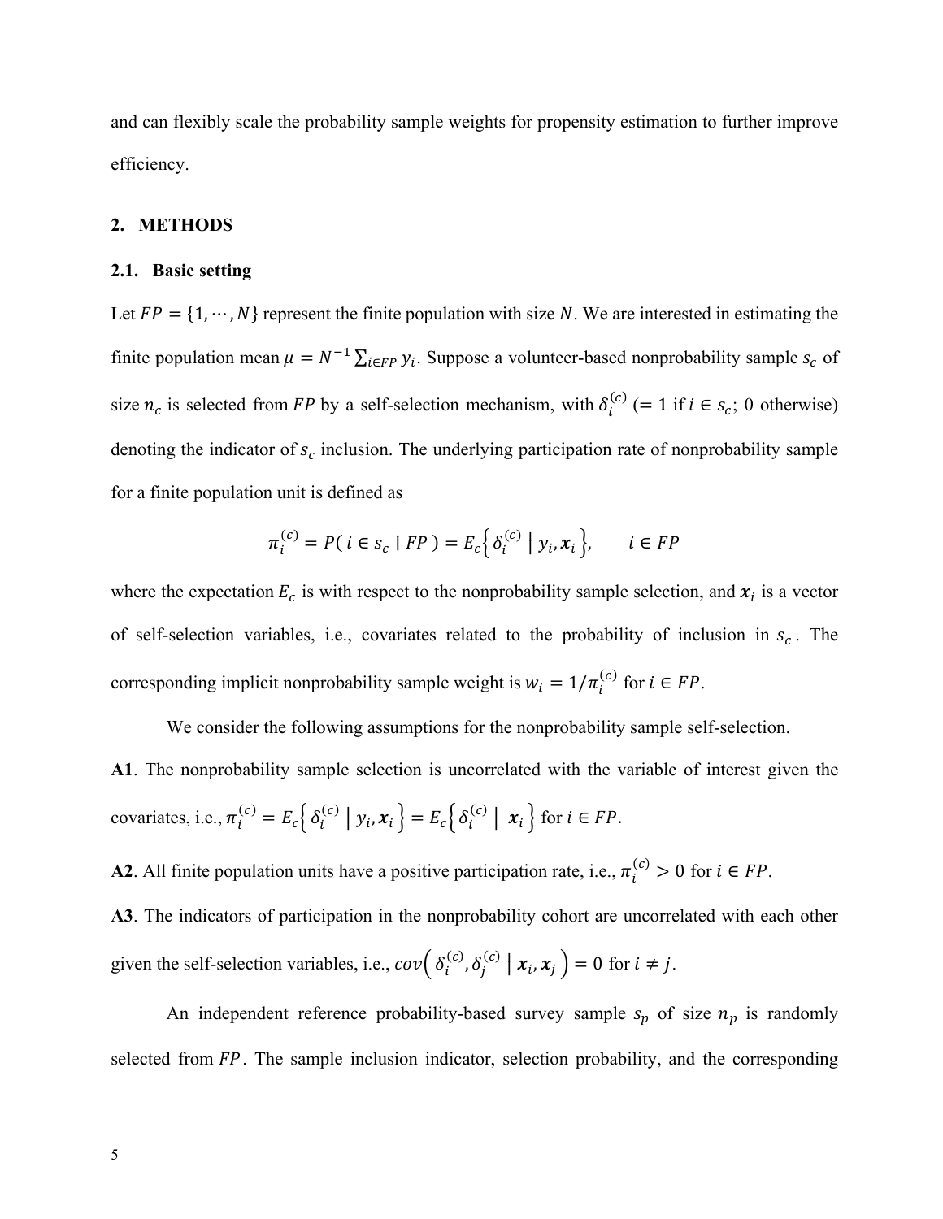and can flexibly scale the probability sample weights for propensity estimation to further improve efficiency.

## 2. METHODS

### 2.1. Basic setting

Let $FP = \{1, \cdots, N\}$ represent the finite population with size $N$. We are interested in estimating the finite population mean $\mu = N^{-1} \sum_{i \in FP} y_i$. Suppose a volunteer-based nonprobability sample $s_c$ of size $n_c$ is selected from $FP$ by a self-selection mechanism, with $\delta_i^{(c)}$ ($= 1$ if $i \in s_c$; 0 otherwise) denoting the indicator of $s_c$ inclusion. The underlying participation rate of nonprobability sample for a finite population unit is defined as

$$\pi_i^{(c)} = P(\, i \in s_c \mid FP \,) = E_c\left\{ \delta_i^{(c)} \mid y_i, \boldsymbol{x}_i \right\}, \qquad i \in FP$$

where the expectation $E_c$ is with respect to the nonprobability sample selection, and $\boldsymbol{x}_i$ is a vector of self-selection variables, i.e., covariates related to the probability of inclusion in $s_c$. The corresponding implicit nonprobability sample weight is $w_i = 1/\pi_i^{(c)}$ for $i \in FP$.

We consider the following assumptions for the nonprobability sample self-selection.

**A1**. The nonprobability sample selection is uncorrelated with the variable of interest given the covariates, i.e., $\pi_i^{(c)} = E_c\left\{ \delta_i^{(c)} \mid y_i, \boldsymbol{x}_i \right\} = E_c\left\{ \delta_i^{(c)} \mid \boldsymbol{x}_i \right\}$ for $i \in FP$.

**A2**. All finite population units have a positive participation rate, i.e., $\pi_i^{(c)} > 0$ for $i \in FP$.

**A3**. The indicators of participation in the nonprobability cohort are uncorrelated with each other given the self-selection variables, i.e., $cov\left( \delta_i^{(c)}, \delta_j^{(c)} \mid \boldsymbol{x}_i, \boldsymbol{x}_j \right) = 0$ for $i \neq j$.

An independent reference probability-based survey sample $s_p$ of size $n_p$ is randomly selected from $FP$. The sample inclusion indicator, selection probability, and the corresponding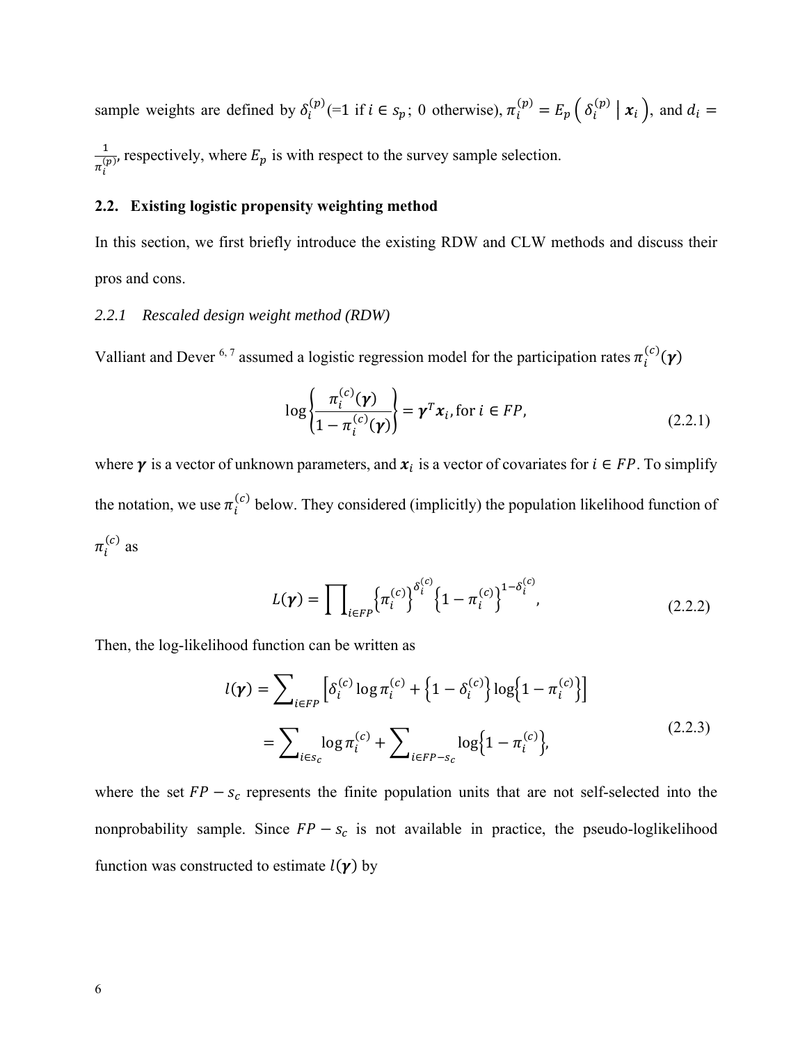sample weights are defined by $\delta_i^{(p)}$(=1 if $i \in s_p$; 0 otherwise), $\pi_i^{(p)} = E_p\left(\delta_i^{(p)} \mid \boldsymbol{x}_i\right)$, and $d_i = \frac{1}{\pi_i^{(p)}}$, respectively, where $E_p$ is with respect to the survey sample selection.

### 2.2. Existing logistic propensity weighting method

In this section, we first briefly introduce the existing RDW and CLW methods and discuss their pros and cons.

#### *2.2.1 Rescaled design weight method (RDW)*

Valliant and Dever [6, 7] assumed a logistic regression model for the participation rates $\pi_i^{(c)}(\boldsymbol{\gamma})$

$$
\log\left\{\frac{\pi_i^{(c)}(\boldsymbol{\gamma})}{1-\pi_i^{(c)}(\boldsymbol{\gamma})}\right\} = \boldsymbol{\gamma}^T\boldsymbol{x}_i, \text{for } i \in FP, \tag{2.2.1}
$$

where $\boldsymbol{\gamma}$ is a vector of unknown parameters, and $\boldsymbol{x}_i$ is a vector of covariates for $i \in FP$. To simplify the notation, we use $\pi_i^{(c)}$ below. They considered (implicitly) the population likelihood function of $\pi_i^{(c)}$ as

$$
L(\boldsymbol{\gamma}) = \prod_{i \in FP}\left\{\pi_i^{(c)}\right\}^{\delta_i^{(c)}}\left\{1-\pi_i^{(c)}\right\}^{1-\delta_i^{(c)}}, \tag{2.2.2}
$$

Then, the log-likelihood function can be written as

$$
\begin{aligned}
l(\boldsymbol{\gamma}) &= \sum_{i \in FP}\left[\delta_i^{(c)}\log\pi_i^{(c)} + \left\{1-\delta_i^{(c)}\right\}\log\left\{1-\pi_i^{(c)}\right\}\right] \\
&= \sum_{i \in s_c}\log\pi_i^{(c)} + \sum_{i \in FP - s_c}\log\left\{1-\pi_i^{(c)}\right\},
\end{aligned} \tag{2.2.3}
$$

where the set $FP - s_c$ represents the finite population units that are not self-selected into the nonprobability sample. Since $FP - s_c$ is not available in practice, the pseudo-loglikelihood function was constructed to estimate $l(\boldsymbol{\gamma})$ by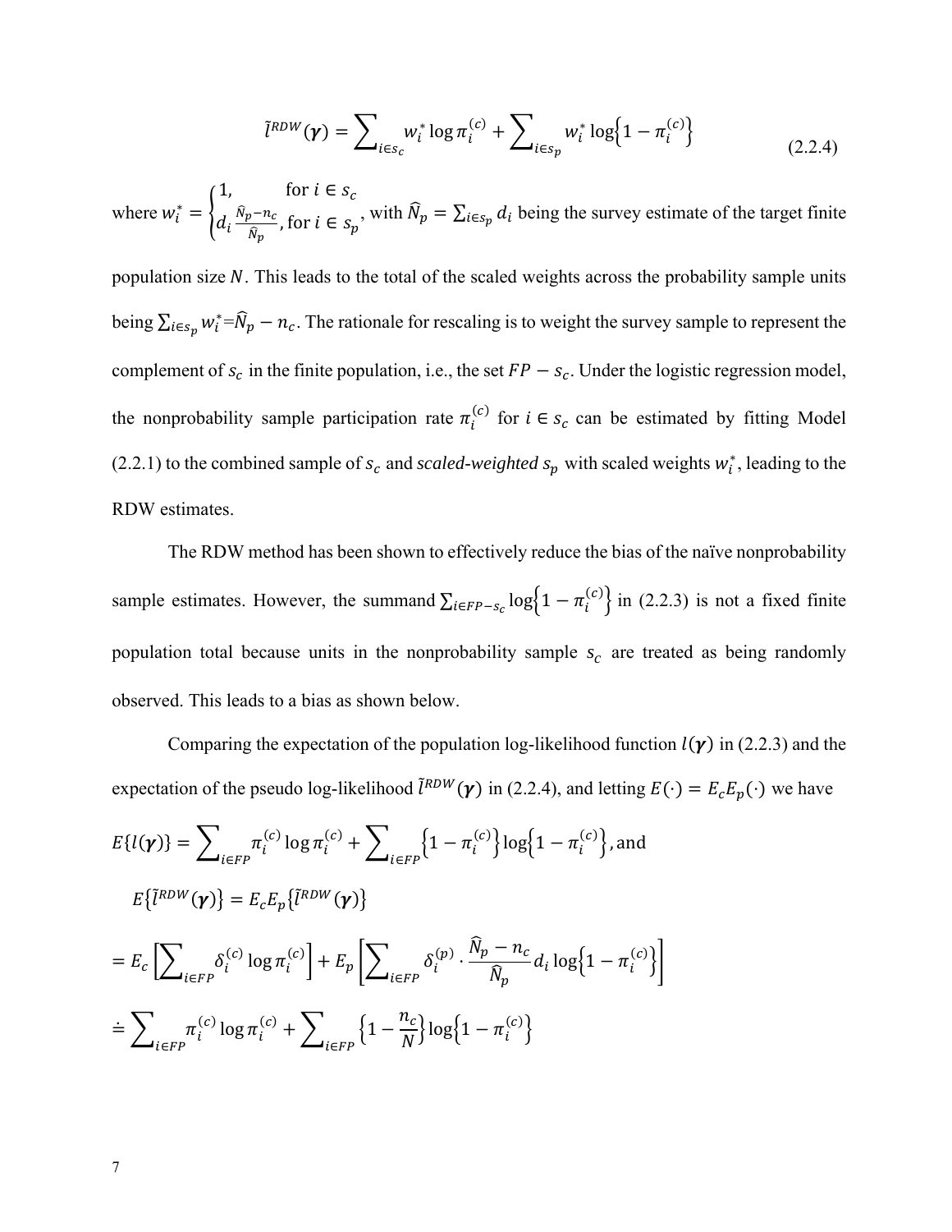$$\tilde{l}^{RDW}(\boldsymbol{\gamma}) = \sum_{i \in s_c} w_i^* \log \pi_i^{(c)} + \sum_{i \in s_p} w_i^* \log\left\{1 - \pi_i^{(c)}\right\} \tag{2.2.4}$$

where $w_i^* = \begin{cases} 1, & \text{for } i \in s_c \\ d_i \frac{\widehat{N}_p - n_c}{\widehat{N}_p}, & \text{for } i \in s_p \end{cases}$, with $\widehat{N}_p = \sum_{i \in s_p} d_i$ being the survey estimate of the target finite population size $N$. This leads to the total of the scaled weights across the probability sample units being $\sum_{i \in s_p} w_i^* = \widehat{N}_p - n_c$. The rationale for rescaling is to weight the survey sample to represent the complement of $s_c$ in the finite population, i.e., the set $FP - s_c$. Under the logistic regression model, the nonprobability sample participation rate $\pi_i^{(c)}$ for $i \in s_c$ can be estimated by fitting Model (2.2.1) to the combined sample of $s_c$ and *scaled-weighted* $s_p$ with scaled weights $w_i^*$, leading to the RDW estimates.

The RDW method has been shown to effectively reduce the bias of the naïve nonprobability sample estimates. However, the summand $\sum_{i \in FP - s_c} \log\left\{1 - \pi_i^{(c)}\right\}$ in (2.2.3) is not a fixed finite population total because units in the nonprobability sample $s_c$ are treated as being randomly observed. This leads to a bias as shown below.

Comparing the expectation of the population log-likelihood function $l(\boldsymbol{\gamma})$ in (2.2.3) and the expectation of the pseudo log-likelihood $\tilde{l}^{RDW}(\boldsymbol{\gamma})$ in (2.2.4), and letting $E(\cdot) = E_c E_p(\cdot)$ we have

$$E\{l(\boldsymbol{\gamma})\} = \sum_{i \in FP} \pi_i^{(c)} \log \pi_i^{(c)} + \sum_{i \in FP} \left\{1 - \pi_i^{(c)}\right\} \log\left\{1 - \pi_i^{(c)}\right\}, \text{and}$$

$$E\left\{\tilde{l}^{RDW}(\boldsymbol{\gamma})\right\} = E_c E_p\left\{\tilde{l}^{RDW}(\boldsymbol{\gamma})\right\}$$

$$= E_c\left[\sum_{i \in FP} \delta_i^{(c)} \log \pi_i^{(c)}\right] + E_p\left[\sum_{i \in FP} \delta_i^{(p)} \cdot \frac{\widehat{N}_p - n_c}{\widehat{N}_p} d_i \log\left\{1 - \pi_i^{(c)}\right\}\right]$$

$$\doteq \sum_{i \in FP} \pi_i^{(c)} \log \pi_i^{(c)} + \sum_{i \in FP} \left\{1 - \frac{n_c}{N}\right\} \log\left\{1 - \pi_i^{(c)}\right\}$$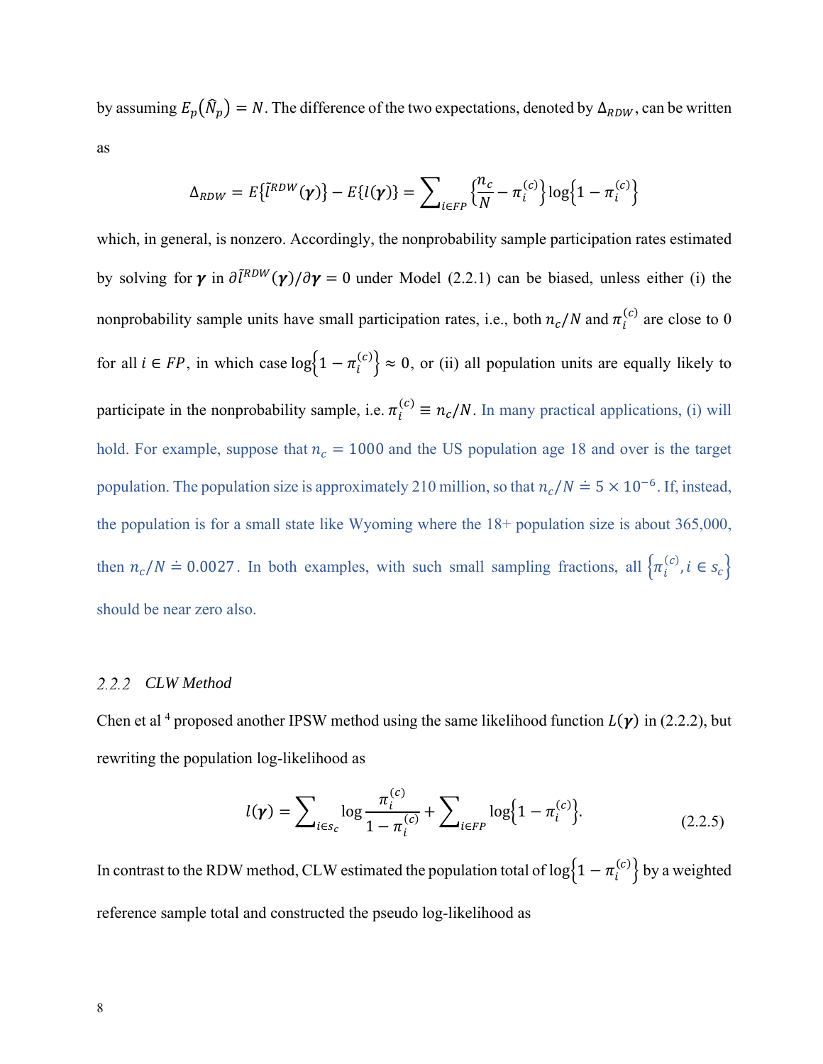by assuming $E_p\left(\widehat{N}_p\right) = N$. The difference of the two expectations, denoted by $\Delta_{RDW}$, can be written as

$$\Delta_{RDW} = E\left\{\tilde{l}^{RDW}(\boldsymbol{\gamma})\right\} - E\{l(\boldsymbol{\gamma})\} = \sum\nolimits_{i \in FP} \left\{\frac{n_c}{N} - \pi_i^{(c)}\right\} \log\left\{1 - \pi_i^{(c)}\right\}$$

which, in general, is nonzero. Accordingly, the nonprobability sample participation rates estimated by solving for $\boldsymbol{\gamma}$ in $\partial \tilde{l}^{RDW}(\boldsymbol{\gamma})/\partial \boldsymbol{\gamma} = 0$ under Model (2.2.1) can be biased, unless either (i) the nonprobability sample units have small participation rates, i.e., both $n_c/N$ and $\pi_i^{(c)}$ are close to 0 for all $i \in FP$, in which case $\log\left\{1 - \pi_i^{(c)}\right\} \approx 0$, or (ii) all population units are equally likely to participate in the nonprobability sample, i.e. $\pi_i^{(c)} \equiv n_c/N$. In many practical applications, (i) will hold. For example, suppose that $n_c = 1000$ and the US population age 18 and over is the target population. The population size is approximately 210 million, so that $n_c/N \doteq 5 \times 10^{-6}$. If, instead, the population is for a small state like Wyoming where the 18+ population size is about 365,000, then $n_c/N \doteq 0.0027$. In both examples, with such small sampling fractions, all $\left\{\pi_i^{(c)}, i \in s_c\right\}$ should be near zero also.

### *2.2.2 CLW Method*

Chen et al [4] proposed another IPSW method using the same likelihood function $L(\boldsymbol{\gamma})$ in (2.2.2), but rewriting the population log-likelihood as

$$l(\boldsymbol{\gamma}) = \sum\nolimits_{i \in s_c} \log \frac{\pi_i^{(c)}}{1 - \pi_i^{(c)}} + \sum\nolimits_{i \in FP} \log\left\{1 - \pi_i^{(c)}\right\}. \tag{2.2.5}$$

In contrast to the RDW method, CLW estimated the population total of $\log\left\{1 - \pi_i^{(c)}\right\}$ by a weighted reference sample total and constructed the pseudo log-likelihood as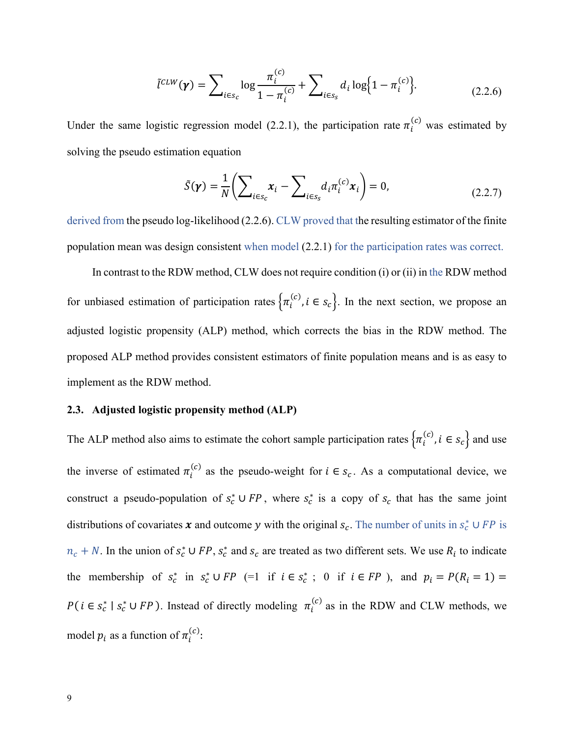$$\tilde{l}^{CLW}(\boldsymbol{\gamma}) = \sum_{i \in s_c} \log \frac{\pi_i^{(c)}}{1 - \pi_i^{(c)}} + \sum_{i \in s_s} d_i \log\left\{1 - \pi_i^{(c)}\right\}. \tag{2.2.6}$$

Under the same logistic regression model (2.2.1), the participation rate $\pi_i^{(c)}$ was estimated by solving the pseudo estimation equation

$$\tilde{S}(\boldsymbol{\gamma}) = \frac{1}{N}\left(\sum_{i \in s_c} \boldsymbol{x}_i - \sum_{i \in s_s} d_i \pi_i^{(c)} \boldsymbol{x}_i\right) = 0, \tag{2.2.7}$$

derived from the pseudo log-likelihood (2.2.6). CLW proved that the resulting estimator of the finite population mean was design consistent when model (2.2.1) for the participation rates was correct.

In contrast to the RDW method, CLW does not require condition (i) or (ii) in the RDW method for unbiased estimation of participation rates $\left\{\pi_i^{(c)}, i \in s_c\right\}$. In the next section, we propose an adjusted logistic propensity (ALP) method, which corrects the bias in the RDW method. The proposed ALP method provides consistent estimators of finite population means and is as easy to implement as the RDW method.

### 2.3. Adjusted logistic propensity method (ALP)

The ALP method also aims to estimate the cohort sample participation rates $\left\{\pi_i^{(c)}, i \in s_c\right\}$ and use the inverse of estimated $\pi_i^{(c)}$ as the pseudo-weight for $i \in s_c$. As a computational device, we construct a pseudo-population of $s_c^* \cup FP$, where $s_c^*$ is a copy of $s_c$ that has the same joint distributions of covariates $\boldsymbol{x}$ and outcome $y$ with the original $s_c$. The number of units in $s_c^* \cup FP$ is $n_c + N$. In the union of $s_c^* \cup FP$, $s_c^*$ and $s_c$ are treated as two different sets. We use $R_i$ to indicate the membership of $s_c^*$ in $s_c^* \cup FP$ (=1 if $i \in s_c^*$; 0 if $i \in FP$), and $p_i = P(R_i = 1) = P(i \in s_c^* \mid s_c^* \cup FP)$. Instead of directly modeling $\pi_i^{(c)}$ as in the RDW and CLW methods, we model $p_i$ as a function of $\pi_i^{(c)}$: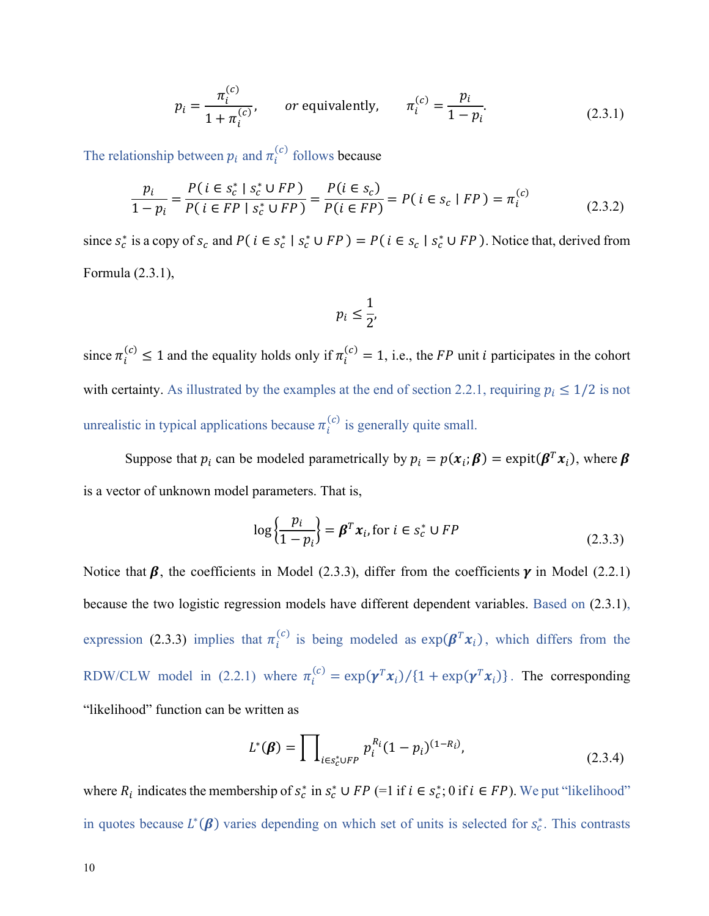$$p_i = \frac{\pi_i^{(c)}}{1+\pi_i^{(c)}}, \qquad or \text{ equivalently}, \qquad \pi_i^{(c)} = \frac{p_i}{1-p_i}. \tag{2.3.1}$$

The relationship between $p_i$ and $\pi_i^{(c)}$ follows because

$$\frac{p_i}{1-p_i} = \frac{P(\, i \in s_c^* \mid s_c^* \cup FP\,)}{P(\, i \in FP \mid s_c^* \cup FP\,)} = \frac{P(i \in s_c)}{P(i \in FP)} = P(\, i \in s_c \mid FP\,) = \pi_i^{(c)} \tag{2.3.2}$$

since $s_c^*$ is a copy of $s_c$ and $P(\, i \in s_c^* \mid s_c^* \cup FP\,) = P(\, i \in s_c \mid s_c^* \cup FP\,)$. Notice that, derived from Formula (2.3.1),

$$p_i \leq \frac{1}{2},$$

since $\pi_i^{(c)} \leq 1$ and the equality holds only if $\pi_i^{(c)} = 1$, i.e., the $FP$ unit $i$ participates in the cohort with certainty. As illustrated by the examples at the end of section 2.2.1, requiring $p_i \leq 1/2$ is not unrealistic in typical applications because $\pi_i^{(c)}$ is generally quite small.

Suppose that $p_i$ can be modeled parametrically by $p_i = p(\boldsymbol{x}_i; \boldsymbol{\beta}) = \text{expit}(\boldsymbol{\beta}^T \boldsymbol{x}_i)$, where $\boldsymbol{\beta}$ is a vector of unknown model parameters. That is,

$$\log\left\{\frac{p_i}{1-p_i}\right\} = \boldsymbol{\beta}^T \boldsymbol{x}_i, \text{for } i \in s_c^* \cup FP \tag{2.3.3}$$

Notice that $\boldsymbol{\beta}$, the coefficients in Model (2.3.3), differ from the coefficients $\boldsymbol{\gamma}$ in Model (2.2.1) because the two logistic regression models have different dependent variables. Based on (2.3.1), expression (2.3.3) implies that $\pi_i^{(c)}$ is being modeled as $\exp(\boldsymbol{\beta}^T \boldsymbol{x}_i)$, which differs from the RDW/CLW model in (2.2.1) where $\pi_i^{(c)} = \exp(\boldsymbol{\gamma}^T \boldsymbol{x}_i)/\{1 + \exp(\boldsymbol{\gamma}^T \boldsymbol{x}_i)\}$. The corresponding "likelihood" function can be written as

$$L^*(\boldsymbol{\beta}) = \prod\nolimits_{i \in s_c^* \cup FP} p_i^{R_i}(1-p_i)^{(1-R_i)}, \tag{2.3.4}$$

where $R_i$ indicates the membership of $s_c^*$ in $s_c^* \cup FP$ (=1 if $i \in s_c^*$; 0 if $i \in FP$). We put "likelihood" in quotes because $L^*(\boldsymbol{\beta})$ varies depending on which set of units is selected for $s_c^*$. This contrasts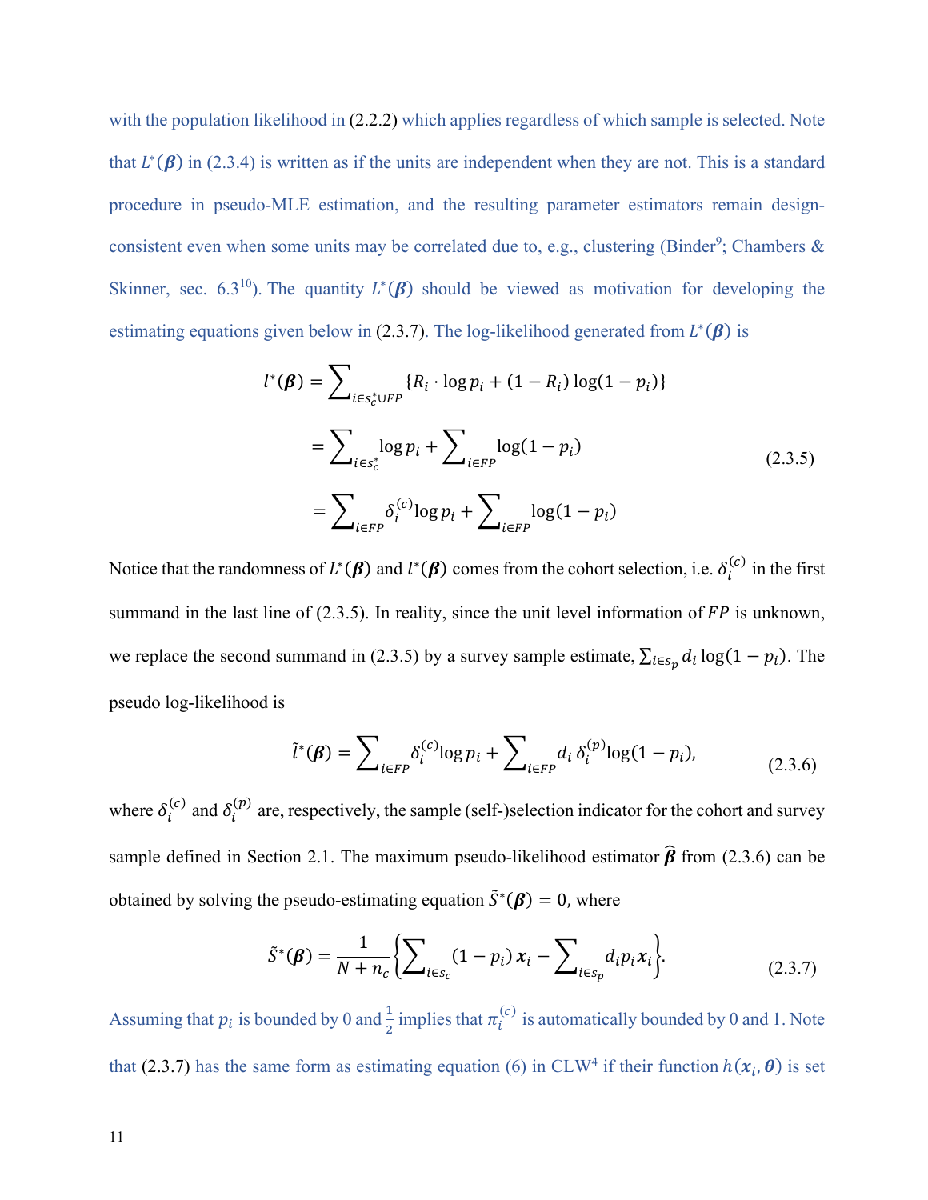with the population likelihood in (2.2.2) which applies regardless of which sample is selected. Note that $L^*(\boldsymbol{\beta})$ in (2.3.4) is written as if the units are independent when they are not. This is a standard procedure in pseudo-MLE estimation, and the resulting parameter estimators remain design-consistent even when some units may be correlated due to, e.g., clustering (Binder[9]; Chambers & Skinner, sec. 6.3[10]). The quantity $L^*(\boldsymbol{\beta})$ should be viewed as motivation for developing the estimating equations given below in (2.3.7). The log-likelihood generated from $L^*(\boldsymbol{\beta})$ is

$$
\begin{aligned}
l^*(\boldsymbol{\beta}) &= \sum\nolimits_{i \in s_c^* \cup FP} \{R_i \cdot \log p_i + (1 - R_i) \log(1 - p_i)\} \\
&= \sum\nolimits_{i \in s_c^*} \log p_i + \sum\nolimits_{i \in FP} \log(1 - p_i) \\
&= \sum\nolimits_{i \in FP} \delta_i^{(c)} \log p_i + \sum\nolimits_{i \in FP} \log(1 - p_i)
\end{aligned}
\tag{2.3.5}
$$

Notice that the randomness of $L^*(\boldsymbol{\beta})$ and $l^*(\boldsymbol{\beta})$ comes from the cohort selection, i.e. $\delta_i^{(c)}$ in the first summand in the last line of (2.3.5). In reality, since the unit level information of $FP$ is unknown, we replace the second summand in (2.3.5) by a survey sample estimate, $\sum_{i \in s_p} d_i \log(1 - p_i)$. The pseudo log-likelihood is

$$
\tilde{l}^*(\boldsymbol{\beta}) = \sum\nolimits_{i \in FP} \delta_i^{(c)} \log p_i + \sum\nolimits_{i \in FP} d_i \, \delta_i^{(p)} \log(1 - p_i), \tag{2.3.6}
$$

where $\delta_i^{(c)}$ and $\delta_i^{(p)}$ are, respectively, the sample (self-)selection indicator for the cohort and survey sample defined in Section 2.1. The maximum pseudo-likelihood estimator $\widehat{\boldsymbol{\beta}}$ from (2.3.6) can be obtained by solving the pseudo-estimating equation $\tilde{S}^*(\boldsymbol{\beta}) = 0$, where

$$
\tilde{S}^*(\boldsymbol{\beta}) = \frac{1}{N + n_c} \left\{ \sum\nolimits_{i \in s_c} (1 - p_i) \, \boldsymbol{x}_i - \sum\nolimits_{i \in s_p} d_i p_i \boldsymbol{x}_i \right\}. \tag{2.3.7}
$$

Assuming that $p_i$ is bounded by 0 and $\frac{1}{2}$ implies that $\pi_i^{(c)}$ is automatically bounded by 0 and 1. Note that (2.3.7) has the same form as estimating equation (6) in CLW[4] if their function $h(\boldsymbol{x}_i, \boldsymbol{\theta})$ is set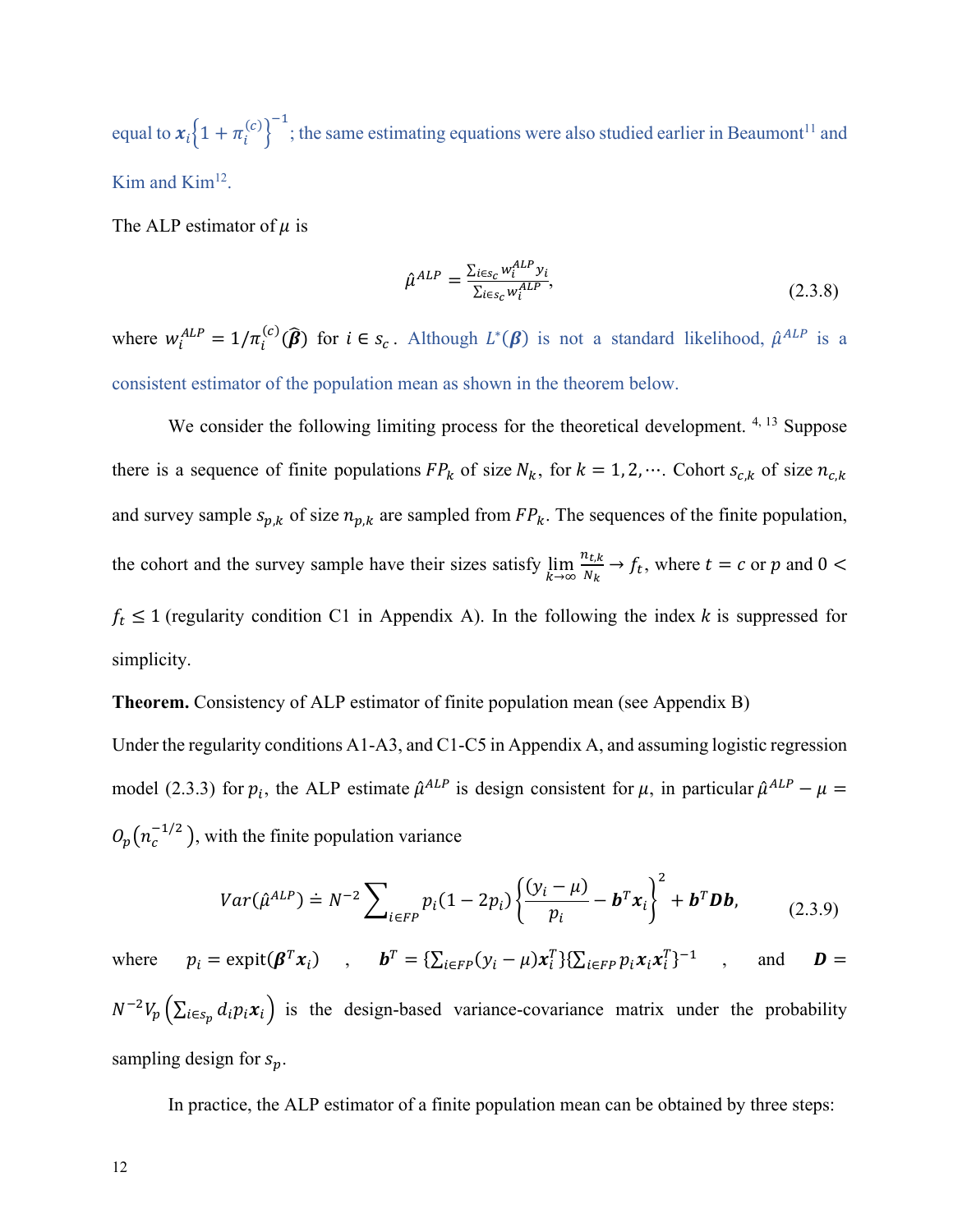equal to $\boldsymbol{x}_i\left\{1+\pi_i^{(c)}\right\}^{-1}$; the same estimating equations were also studied earlier in Beaumont[11] and Kim and Kim[12].

The ALP estimator of $\mu$ is

$$\hat{\mu}^{ALP} = \frac{\sum_{i\in s_c} w_i^{ALP} y_i}{\sum_{i\in s_c} w_i^{ALP}}, \tag{2.3.8}$$

where $w_i^{ALP} = 1/\pi_i^{(c)}(\widehat{\boldsymbol{\beta}})$ for $i \in s_c$. Although $L^*(\boldsymbol{\beta})$ is not a standard likelihood, $\hat{\mu}^{ALP}$ is a consistent estimator of the population mean as shown in the theorem below.

We consider the following limiting process for the theoretical development. [4, 13] Suppose there is a sequence of finite populations $FP_k$ of size $N_k$, for $k = 1, 2, \cdots$. Cohort $s_{c,k}$ of size $n_{c,k}$ and survey sample $s_{p,k}$ of size $n_{p,k}$ are sampled from $FP_k$. The sequences of the finite population, the cohort and the survey sample have their sizes satisfy $\lim_{k\to\infty} \frac{n_{t,k}}{N_k} \to f_t$, where $t = c$ or $p$ and $0 < f_t \le 1$ (regularity condition C1 in Appendix A). In the following the index $k$ is suppressed for simplicity.

**Theorem.** Consistency of ALP estimator of finite population mean (see Appendix B)

Under the regularity conditions A1-A3, and C1-C5 in Appendix A, and assuming logistic regression model (2.3.3) for $p_i$, the ALP estimate $\hat{\mu}^{ALP}$ is design consistent for $\mu$, in particular $\hat{\mu}^{ALP} - \mu = O_p\left(n_c^{-1/2}\right)$, with the finite population variance

$$Var(\hat{\mu}^{ALP}) \doteq N^{-2}\sum_{i\in FP} p_i(1-2p_i)\left\{\frac{(y_i-\mu)}{p_i} - \boldsymbol{b}^T\boldsymbol{x}_i\right\}^2 + \boldsymbol{b}^T\boldsymbol{D}\boldsymbol{b}, \tag{2.3.9}$$

where $p_i = \text{expit}(\boldsymbol{\beta}^T\boldsymbol{x}_i)$, $\boldsymbol{b}^T = \{\sum_{i\in FP}(y_i-\mu)\boldsymbol{x}_i^T\}\{\sum_{i\in FP} p_i\boldsymbol{x}_i\boldsymbol{x}_i^T\}^{-1}$, and $\boldsymbol{D} = N^{-2}V_p\left(\sum_{i\in s_p} d_i p_i \boldsymbol{x}_i\right)$ is the design-based variance-covariance matrix under the probability sampling design for $s_p$.

In practice, the ALP estimator of a finite population mean can be obtained by three steps: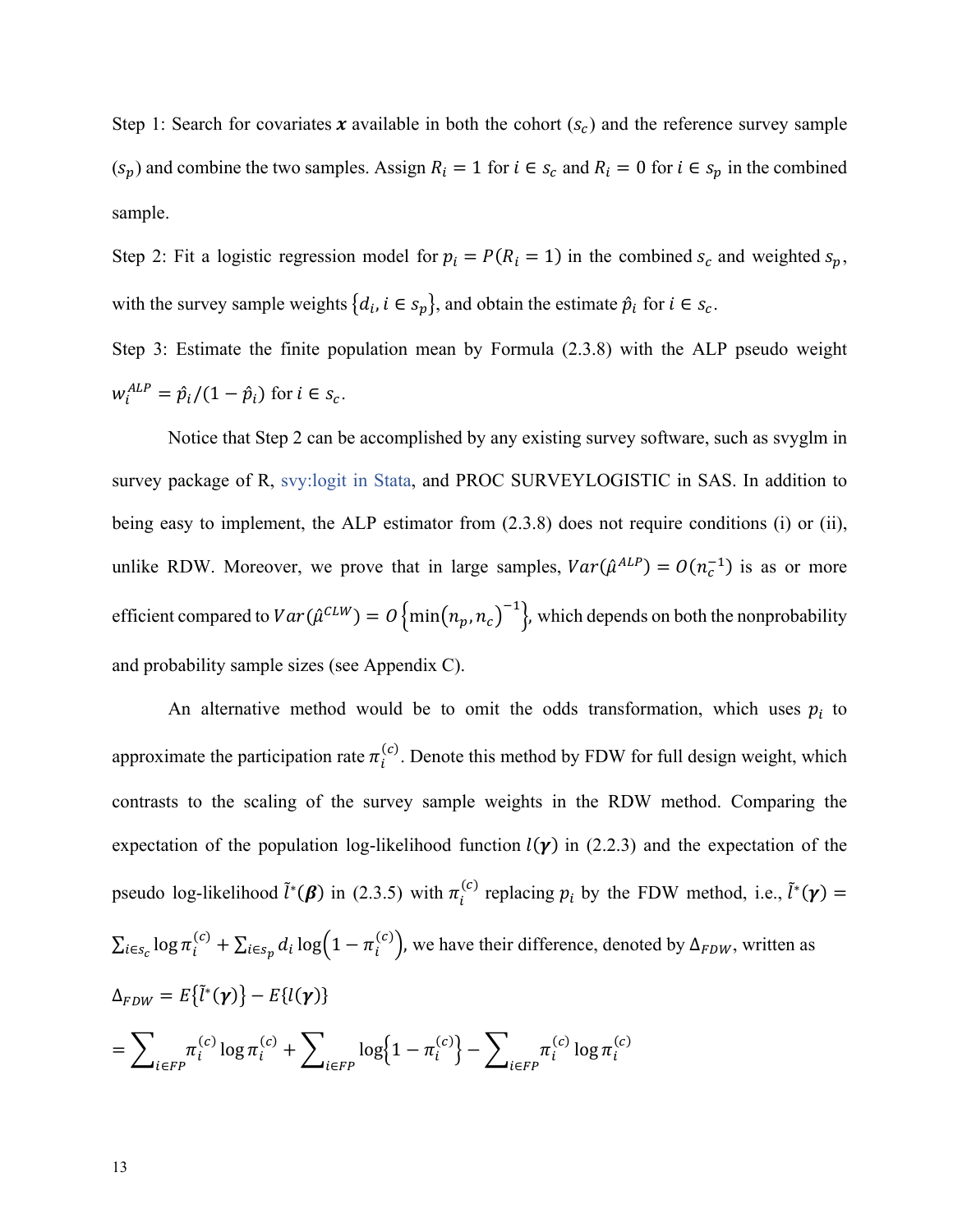Step 1: Search for covariates $\boldsymbol{x}$ available in both the cohort ($s_c$) and the reference survey sample ($s_p$) and combine the two samples. Assign $R_i = 1$ for $i \in s_c$ and $R_i = 0$ for $i \in s_p$ in the combined sample.

Step 2: Fit a logistic regression model for $p_i = P(R_i = 1)$ in the combined $s_c$ and weighted $s_p$, with the survey sample weights $\{d_i, i \in s_p\}$, and obtain the estimate $\hat{p}_i$ for $i \in s_c$.

Step 3: Estimate the finite population mean by Formula (2.3.8) with the ALP pseudo weight $w_i^{ALP} = \hat{p}_i/(1 - \hat{p}_i)$ for $i \in s_c$.

Notice that Step 2 can be accomplished by any existing survey software, such as svyglm in survey package of R, svy:logit in Stata, and PROC SURVEYLOGISTIC in SAS. In addition to being easy to implement, the ALP estimator from (2.3.8) does not require conditions (i) or (ii), unlike RDW. Moreover, we prove that in large samples, $Var(\hat{\mu}^{ALP}) = O(n_c^{-1})$ is as or more efficient compared to $Var(\hat{\mu}^{CLW}) = O\left\{\min(n_p, n_c)^{-1}\right\}$, which depends on both the nonprobability and probability sample sizes (see Appendix C).

An alternative method would be to omit the odds transformation, which uses $p_i$ to approximate the participation rate $\pi_i^{(c)}$. Denote this method by FDW for full design weight, which contrasts to the scaling of the survey sample weights in the RDW method. Comparing the expectation of the population log-likelihood function $l(\boldsymbol{\gamma})$ in (2.2.3) and the expectation of the pseudo log-likelihood $\tilde{l}^*(\boldsymbol{\beta})$ in (2.3.5) with $\pi_i^{(c)}$ replacing $p_i$ by the FDW method, i.e., $\tilde{l}^*(\boldsymbol{\gamma}) = \sum_{i \in s_c} \log \pi_i^{(c)} + \sum_{i \in s_p} d_i \log\left(1 - \pi_i^{(c)}\right)$, we have their difference, denoted by $\Delta_{FDW}$, written as

$$
\Delta_{FDW} = E\{\tilde{l}^*(\boldsymbol{\gamma})\} - E\{l(\boldsymbol{\gamma})\}
$$

$$
= \sum_{i \in FP} \pi_i^{(c)} \log \pi_i^{(c)} + \sum_{i \in FP} \log\left\{1 - \pi_i^{(c)}\right\} - \sum_{i \in FP} \pi_i^{(c)} \log \pi_i^{(c)}
$$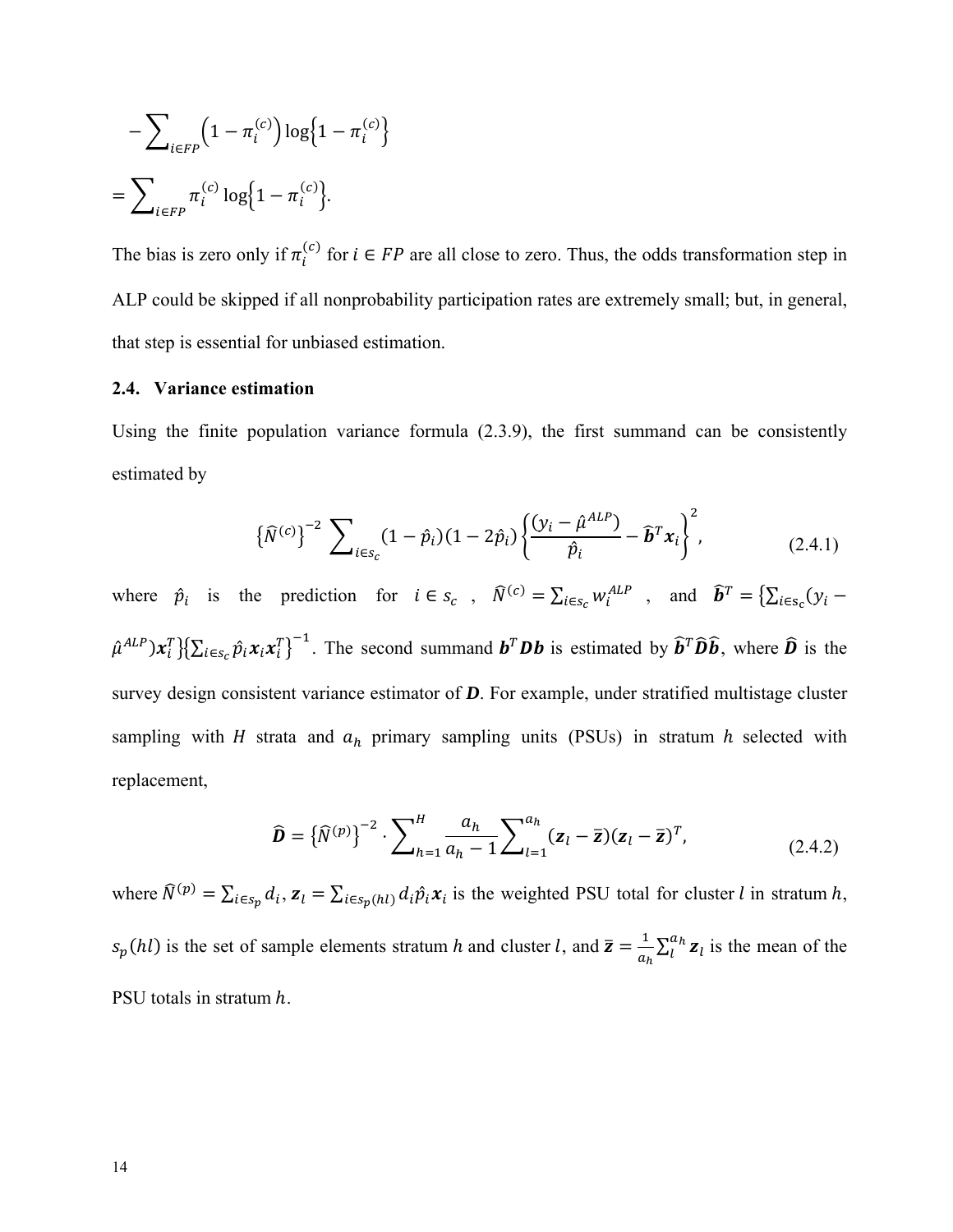$$- \sum_{i \in FP} \left(1 - \pi_i^{(c)}\right) \log\left\{1 - \pi_i^{(c)}\right\}$$

$$= \sum_{i \in FP} \pi_i^{(c)} \log\left\{1 - \pi_i^{(c)}\right\}.$$

The bias is zero only if $\pi_i^{(c)}$ for $i \in FP$ are all close to zero. Thus, the odds transformation step in ALP could be skipped if all nonprobability participation rates are extremely small; but, in general, that step is essential for unbiased estimation.

### 2.4. Variance estimation

Using the finite population variance formula (2.3.9), the first summand can be consistently estimated by

$$\left\{\widehat{N}^{(c)}\right\}^{-2} \sum_{i \in s_c} (1 - \hat{p}_i)(1 - 2\hat{p}_i) \left\{\frac{(y_i - \hat{\mu}^{ALP})}{\hat{p}_i} - \widehat{\boldsymbol{b}}^T \boldsymbol{x}_i\right\}^2, \tag{2.4.1}$$

where $\hat{p}_i$ is the prediction for $i \in s_c$, $\widehat{N}^{(c)} = \sum_{i \in s_c} w_i^{ALP}$, and $\widehat{\boldsymbol{b}}^T = \left\{\sum_{i \in s_c} (y_i - \hat{\mu}^{ALP}) \boldsymbol{x}_i^T\right\} \left\{\sum_{i \in s_c} \hat{p}_i \boldsymbol{x}_i \boldsymbol{x}_i^T\right\}^{-1}$. The second summand $\boldsymbol{b}^T \boldsymbol{D} \boldsymbol{b}$ is estimated by $\widehat{\boldsymbol{b}}^T \widehat{\boldsymbol{D}} \widehat{\boldsymbol{b}}$, where $\widehat{\boldsymbol{D}}$ is the survey design consistent variance estimator of $\boldsymbol{D}$. For example, under stratified multistage cluster sampling with $H$ strata and $a_h$ primary sampling units (PSUs) in stratum $h$ selected with replacement,

$$\widehat{\boldsymbol{D}} = \left\{\widehat{N}^{(p)}\right\}^{-2} \cdot \sum_{h=1}^{H} \frac{a_h}{a_h - 1} \sum_{l=1}^{a_h} (\boldsymbol{z}_l - \bar{\boldsymbol{z}})(\boldsymbol{z}_l - \bar{\boldsymbol{z}})^T, \tag{2.4.2}$$

where $\widehat{N}^{(p)} = \sum_{i \in s_p} d_i$, $\boldsymbol{z}_l = \sum_{i \in s_p(hl)} d_i \hat{p}_i \boldsymbol{x}_i$ is the weighted PSU total for cluster $l$ in stratum $h$, $s_p(hl)$ is the set of sample elements stratum $h$ and cluster $l$, and $\bar{\boldsymbol{z}} = \frac{1}{a_h} \sum_{l}^{a_h} \boldsymbol{z}_l$ is the mean of the PSU totals in stratum $h$.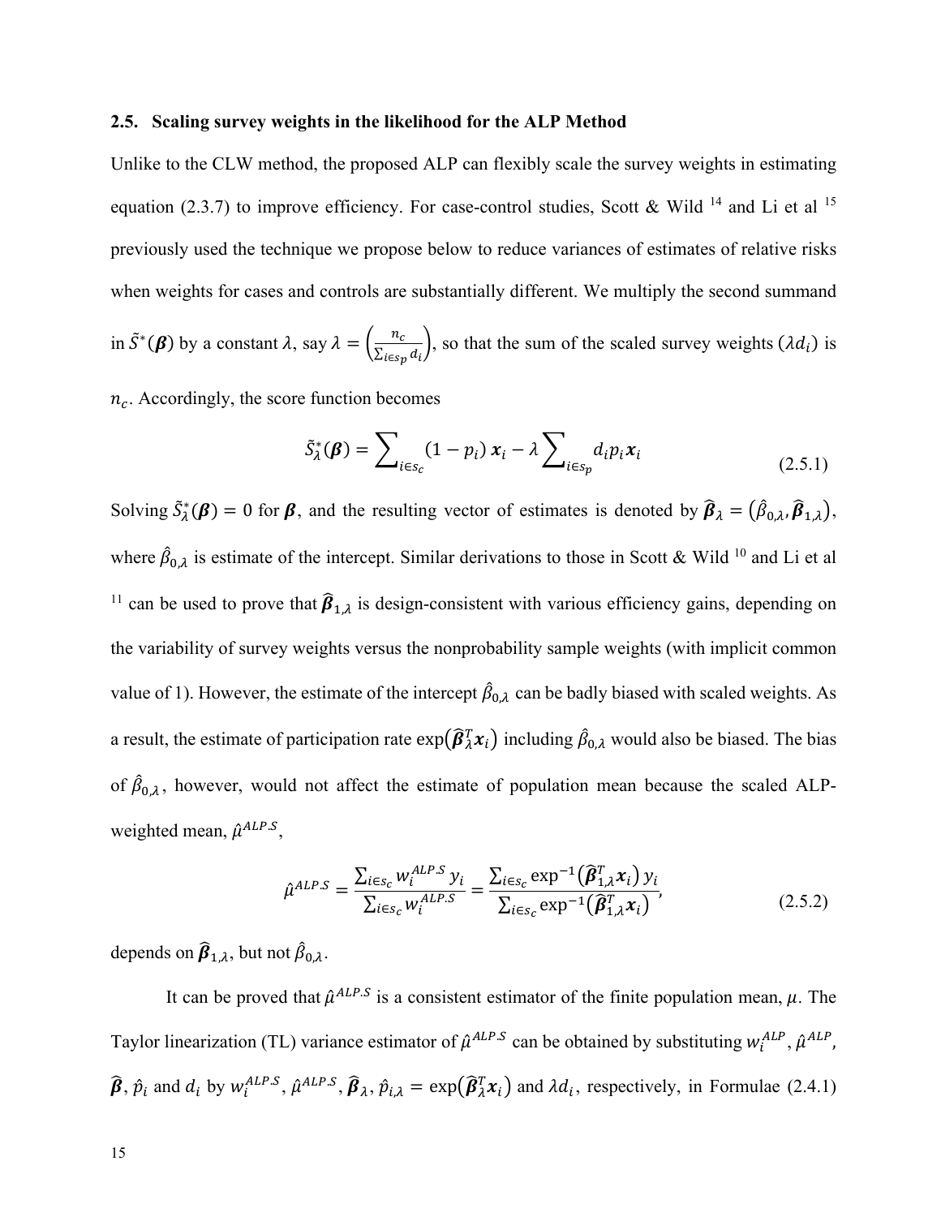### 2.5. Scaling survey weights in the likelihood for the ALP Method

Unlike to the CLW method, the proposed ALP can flexibly scale the survey weights in estimating equation (2.3.7) to improve efficiency. For case-control studies, Scott & Wild [14] and Li et al [15] previously used the technique we propose below to reduce variances of estimates of relative risks when weights for cases and controls are substantially different. We multiply the second summand in $\tilde{S}^*(\boldsymbol{\beta})$ by a constant $\lambda$, say $\lambda = \left(\frac{n_c}{\sum_{i \in s_p} d_i}\right)$, so that the sum of the scaled survey weights ($\lambda d_i$) is $n_c$. Accordingly, the score function becomes

$$\tilde{S}_\lambda^*(\boldsymbol{\beta}) = \sum_{i \in s_c} (1 - p_i)\, \boldsymbol{x}_i - \lambda \sum_{i \in s_p} d_i p_i \boldsymbol{x}_i \tag{2.5.1}$$

Solving $\tilde{S}_\lambda^*(\boldsymbol{\beta}) = 0$ for $\boldsymbol{\beta}$, and the resulting vector of estimates is denoted by $\widehat{\boldsymbol{\beta}}_\lambda = (\hat{\beta}_{0,\lambda}, \widehat{\boldsymbol{\beta}}_{1,\lambda})$, where $\hat{\beta}_{0,\lambda}$ is estimate of the intercept. Similar derivations to those in Scott & Wild [10] and Li et al [11] can be used to prove that $\widehat{\boldsymbol{\beta}}_{1,\lambda}$ is design-consistent with various efficiency gains, depending on the variability of survey weights versus the nonprobability sample weights (with implicit common value of 1). However, the estimate of the intercept $\hat{\beta}_{0,\lambda}$ can be badly biased with scaled weights. As a result, the estimate of participation rate $\exp(\widehat{\boldsymbol{\beta}}_\lambda^T \boldsymbol{x}_i)$ including $\hat{\beta}_{0,\lambda}$ would also be biased. The bias of $\hat{\beta}_{0,\lambda}$, however, would not affect the estimate of population mean because the scaled ALP-weighted mean, $\hat{\mu}^{ALP.S}$,

$$\hat{\mu}^{ALP.S} = \frac{\sum_{i \in s_c} w_i^{ALP.S}\, y_i}{\sum_{i \in s_c} w_i^{ALP.S}} = \frac{\sum_{i \in s_c} \exp^{-1}(\widehat{\boldsymbol{\beta}}_{1,\lambda}^T \boldsymbol{x}_i)\, y_i}{\sum_{i \in s_c} \exp^{-1}(\widehat{\boldsymbol{\beta}}_{1,\lambda}^T \boldsymbol{x}_i)}, \tag{2.5.2}$$

depends on $\widehat{\boldsymbol{\beta}}_{1,\lambda}$, but not $\hat{\beta}_{0,\lambda}$.

It can be proved that $\hat{\mu}^{ALP.S}$ is a consistent estimator of the finite population mean, $\mu$. The Taylor linearization (TL) variance estimator of $\hat{\mu}^{ALP.S}$ can be obtained by substituting $w_i^{ALP}$, $\hat{\mu}^{ALP}$, $\widehat{\boldsymbol{\beta}}$, $\hat{p}_i$ and $d_i$ by $w_i^{ALP.S}$, $\hat{\mu}^{ALP.S}$, $\widehat{\boldsymbol{\beta}}_\lambda$, $\hat{p}_{i,\lambda} = \exp(\widehat{\boldsymbol{\beta}}_\lambda^T \boldsymbol{x}_i)$ and $\lambda d_i$, respectively, in Formulae (2.4.1)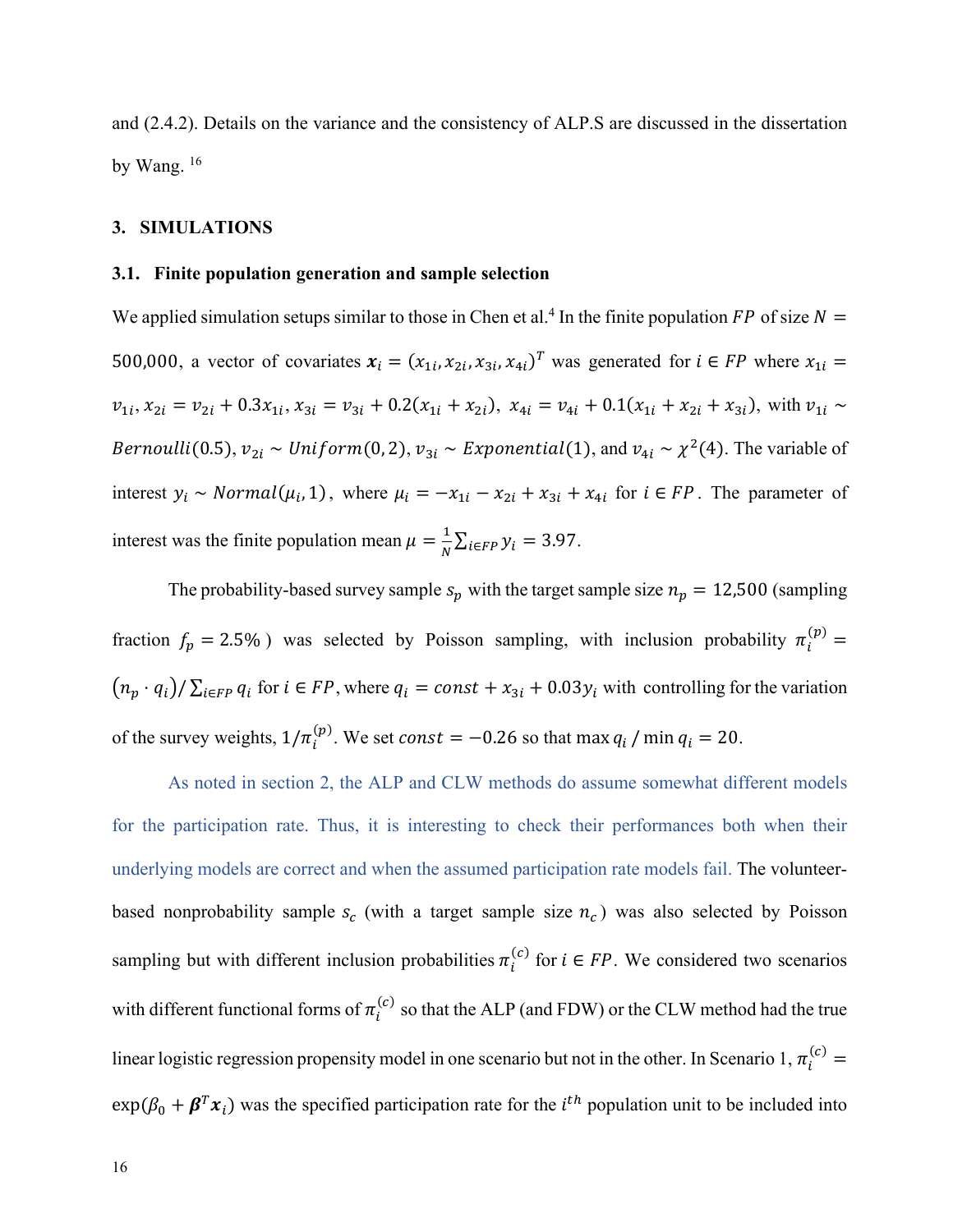and (2.4.2). Details on the variance and the consistency of ALP.S are discussed in the dissertation by Wang. [16]

## 3. SIMULATIONS

### 3.1. Finite population generation and sample selection

We applied simulation setups similar to those in Chen et al.[4] In the finite population $FP$ of size $N = 500{,}000$, a vector of covariates $\boldsymbol{x}_i = (x_{1i}, x_{2i}, x_{3i}, x_{4i})^T$ was generated for $i \in FP$ where $x_{1i} = v_{1i}$, $x_{2i} = v_{2i} + 0.3x_{1i}$, $x_{3i} = v_{3i} + 0.2(x_{1i} + x_{2i})$, $x_{4i} = v_{4i} + 0.1(x_{1i} + x_{2i} + x_{3i})$, with $v_{1i} \sim Bernoulli(0.5)$, $v_{2i} \sim Uniform(0,2)$, $v_{3i} \sim Exponential(1)$, and $v_{4i} \sim \chi^2(4)$. The variable of interest $y_i \sim Normal(\mu_i, 1)$, where $\mu_i = -x_{1i} - x_{2i} + x_{3i} + x_{4i}$ for $i \in FP$. The parameter of interest was the finite population mean $\mu = \frac{1}{N}\sum_{i \in FP} y_i = 3.97$.

The probability-based survey sample $s_p$ with the target sample size $n_p = 12{,}500$ (sampling fraction $f_p = 2.5\%$) was selected by Poisson sampling, with inclusion probability $\pi_i^{(p)} = (n_p \cdot q_i)/\sum_{i \in FP} q_i$ for $i \in FP$, where $q_i = const + x_{3i} + 0.03y_i$ with controlling for the variation of the survey weights, $1/\pi_i^{(p)}$. We set $const = -0.26$ so that $\max q_i / \min q_i = 20$.

As noted in section 2, the ALP and CLW methods do assume somewhat different models for the participation rate. Thus, it is interesting to check their performances both when their underlying models are correct and when the assumed participation rate models fail. The volunteer-based nonprobability sample $s_c$ (with a target sample size $n_c$) was also selected by Poisson sampling but with different inclusion probabilities $\pi_i^{(c)}$ for $i \in FP$. We considered two scenarios with different functional forms of $\pi_i^{(c)}$ so that the ALP (and FDW) or the CLW method had the true linear logistic regression propensity model in one scenario but not in the other. In Scenario 1, $\pi_i^{(c)} = \exp(\beta_0 + \boldsymbol{\beta}^T \boldsymbol{x}_i)$ was the specified participation rate for the $i^{th}$ population unit to be included into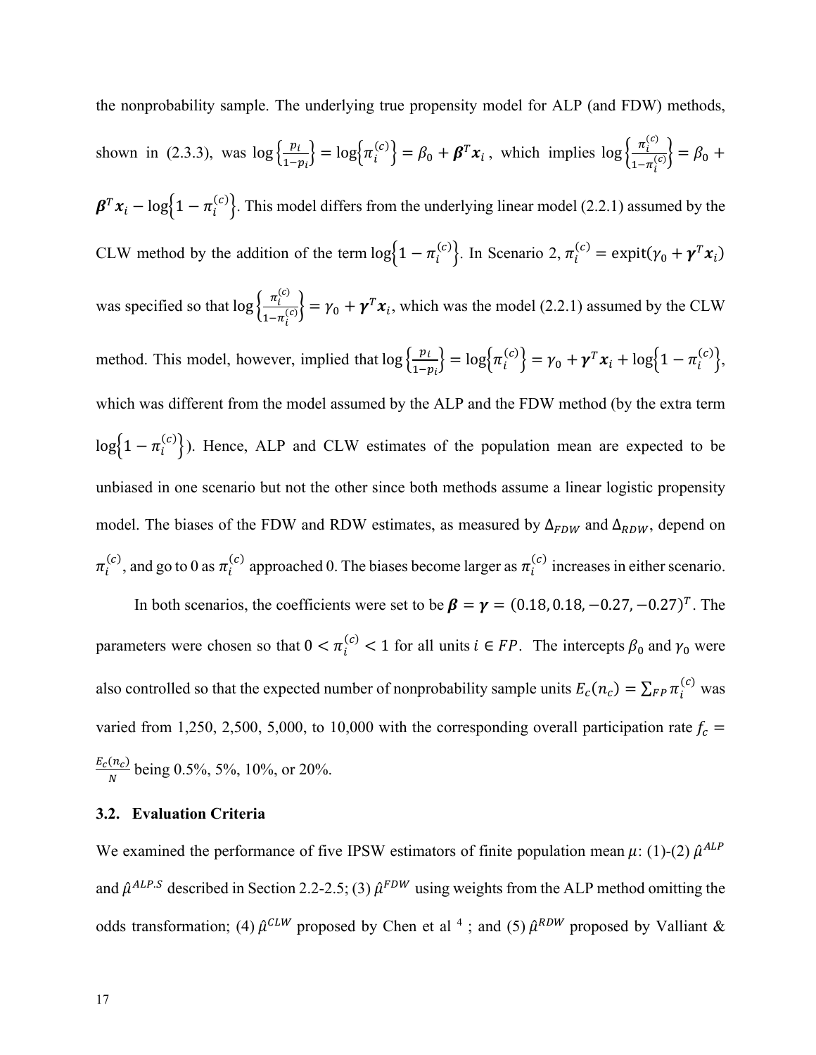the nonprobability sample. The underlying true propensity model for ALP (and FDW) methods, shown in (2.3.3), was $\log\left\{\frac{p_i}{1-p_i}\right\} = \log\left\{\pi_i^{(c)}\right\} = \beta_0 + \boldsymbol{\beta}^T\boldsymbol{x}_i$, which implies $\log\left\{\frac{\pi_i^{(c)}}{1-\pi_i^{(c)}}\right\} = \beta_0 + \boldsymbol{\beta}^T\boldsymbol{x}_i - \log\left\{1-\pi_i^{(c)}\right\}$. This model differs from the underlying linear model (2.2.1) assumed by the CLW method by the addition of the term $\log\left\{1-\pi_i^{(c)}\right\}$. In Scenario 2, $\pi_i^{(c)} = \text{expit}(\gamma_0 + \boldsymbol{\gamma}^T\boldsymbol{x}_i)$ was specified so that $\log\left\{\frac{\pi_i^{(c)}}{1-\pi_i^{(c)}}\right\} = \gamma_0 + \boldsymbol{\gamma}^T\boldsymbol{x}_i$, which was the model (2.2.1) assumed by the CLW method. This model, however, implied that $\log\left\{\frac{p_i}{1-p_i}\right\} = \log\left\{\pi_i^{(c)}\right\} = \gamma_0 + \boldsymbol{\gamma}^T\boldsymbol{x}_i + \log\left\{1-\pi_i^{(c)}\right\}$, which was different from the model assumed by the ALP and the FDW method (by the extra term $\log\left\{1-\pi_i^{(c)}\right\}$). Hence, ALP and CLW estimates of the population mean are expected to be unbiased in one scenario but not the other since both methods assume a linear logistic propensity model. The biases of the FDW and RDW estimates, as measured by $\Delta_{FDW}$ and $\Delta_{RDW}$, depend on $\pi_i^{(c)}$, and go to 0 as $\pi_i^{(c)}$ approached 0. The biases become larger as $\pi_i^{(c)}$ increases in either scenario.

In both scenarios, the coefficients were set to be $\boldsymbol{\beta} = \boldsymbol{\gamma} = (0.18, 0.18, -0.27, -0.27)^T$. The parameters were chosen so that $0 < \pi_i^{(c)} < 1$ for all units $i \in FP$. The intercepts $\beta_0$ and $\gamma_0$ were also controlled so that the expected number of nonprobability sample units $E_c(n_c) = \sum_{FP}\pi_i^{(c)}$ was varied from 1,250, 2,500, 5,000, to 10,000 with the corresponding overall participation rate $f_c = \frac{E_c(n_c)}{N}$ being 0.5%, 5%, 10%, or 20%.

### 3.2. Evaluation Criteria

We examined the performance of five IPSW estimators of finite population mean $\mu$: (1)-(2) $\hat{\mu}^{ALP}$ and $\hat{\mu}^{ALP.S}$ described in Section 2.2-2.5; (3) $\hat{\mu}^{FDW}$ using weights from the ALP method omitting the odds transformation; (4) $\hat{\mu}^{CLW}$ proposed by Chen et al [4]; and (5) $\hat{\mu}^{RDW}$ proposed by Valliant &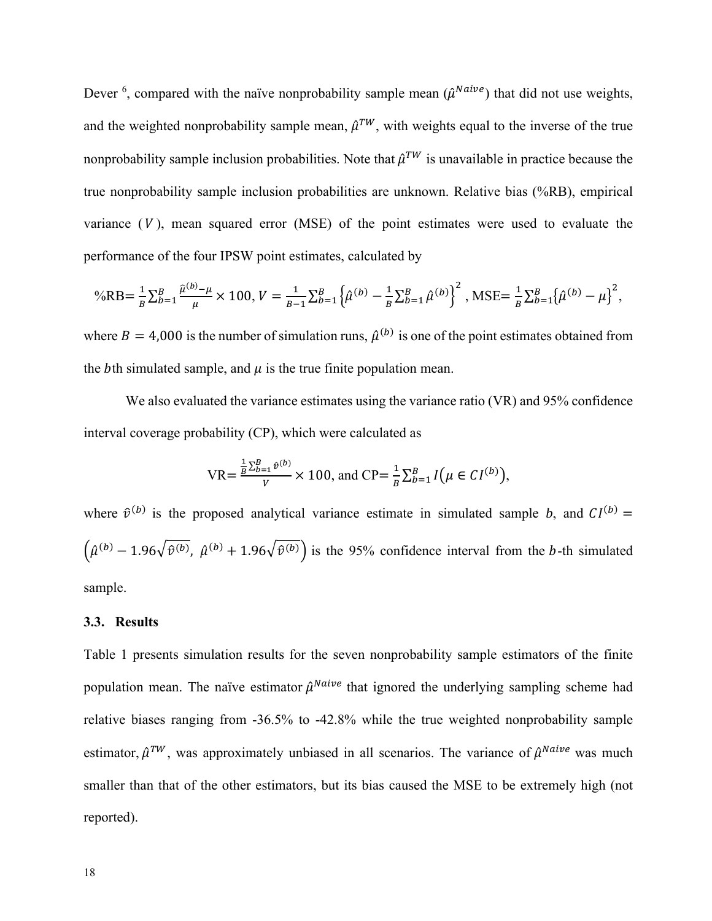Dever [6], compared with the naïve nonprobability sample mean ($\hat{\mu}^{Naive}$) that did not use weights, and the weighted nonprobability sample mean, $\hat{\mu}^{TW}$, with weights equal to the inverse of the true nonprobability sample inclusion probabilities. Note that $\hat{\mu}^{TW}$ is unavailable in practice because the true nonprobability sample inclusion probabilities are unknown. Relative bias (%RB), empirical variance ($V$), mean squared error (MSE) of the point estimates were used to evaluate the performance of the four IPSW point estimates, calculated by

$$\%\text{RB}=\frac{1}{B}\sum_{b=1}^{B}\frac{\hat{\mu}^{(b)}-\mu}{\mu}\times 100,\ V=\frac{1}{B-1}\sum_{b=1}^{B}\left\{\hat{\mu}^{(b)}-\frac{1}{B}\sum_{b=1}^{B}\hat{\mu}^{(b)}\right\}^2,\ \text{MSE}=\frac{1}{B}\sum_{b=1}^{B}\left\{\hat{\mu}^{(b)}-\mu\right\}^2,$$

where $B = 4{,}000$ is the number of simulation runs, $\hat{\mu}^{(b)}$ is one of the point estimates obtained from the $b$th simulated sample, and $\mu$ is the true finite population mean.

We also evaluated the variance estimates using the variance ratio (VR) and 95% confidence interval coverage probability (CP), which were calculated as

$$\text{VR}=\frac{\frac{1}{B}\sum_{b=1}^{B}\hat{v}^{(b)}}{V}\times 100,\ \text{and CP}=\frac{1}{B}\sum_{b=1}^{B}I\left(\mu\in CI^{(b)}\right),$$

where $\hat{v}^{(b)}$ is the proposed analytical variance estimate in simulated sample $b$, and $CI^{(b)} = \left(\hat{\mu}^{(b)}-1.96\sqrt{\hat{v}^{(b)}},\ \hat{\mu}^{(b)}+1.96\sqrt{\hat{v}^{(b)}}\right)$ is the 95% confidence interval from the $b$-th simulated sample.

### 3.3. Results

Table 1 presents simulation results for the seven nonprobability sample estimators of the finite population mean. The naïve estimator $\hat{\mu}^{Naive}$ that ignored the underlying sampling scheme had relative biases ranging from -36.5% to -42.8% while the true weighted nonprobability sample estimator, $\hat{\mu}^{TW}$, was approximately unbiased in all scenarios. The variance of $\hat{\mu}^{Naive}$ was much smaller than that of the other estimators, but its bias caused the MSE to be extremely high (not reported).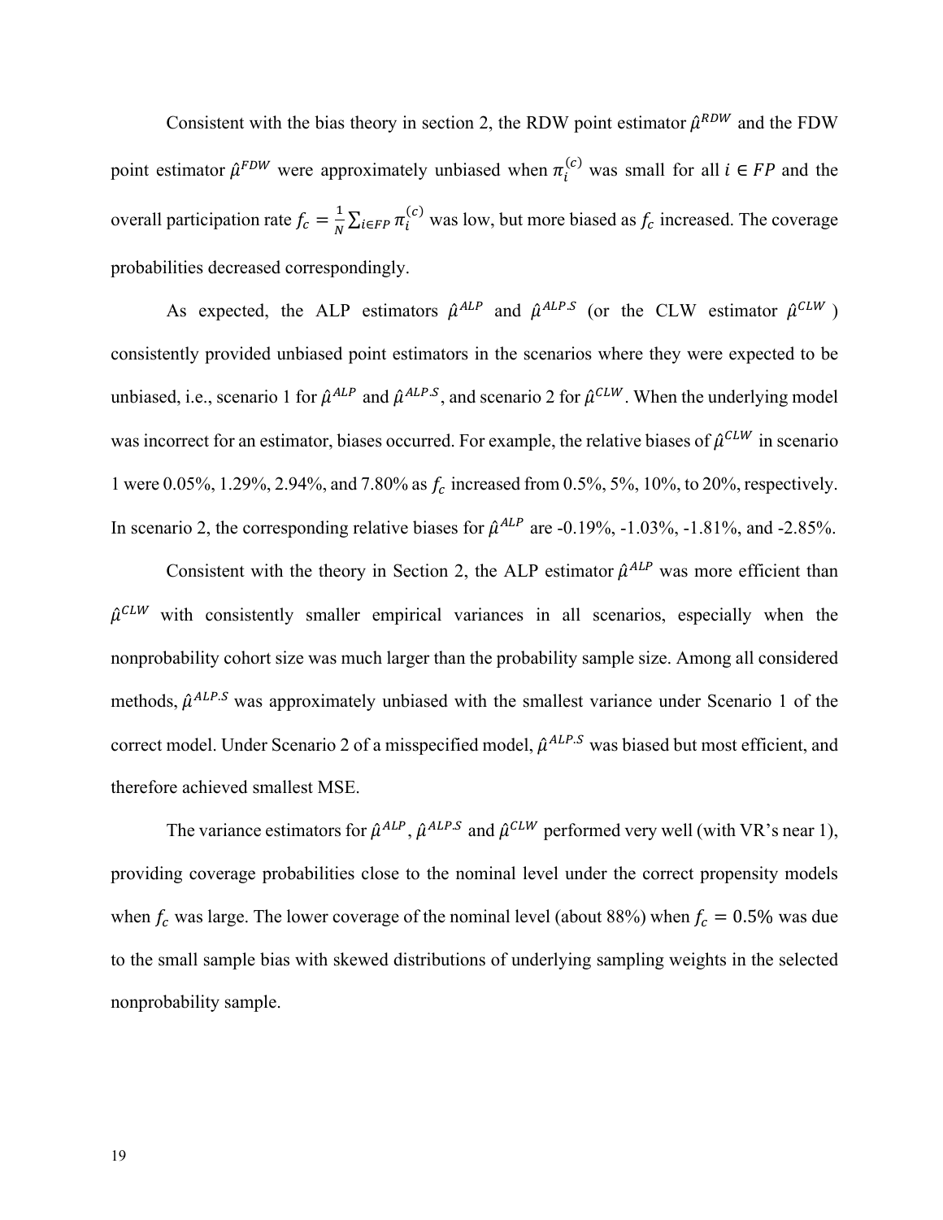Consistent with the bias theory in section 2, the RDW point estimator $\hat{\mu}^{RDW}$ and the FDW point estimator $\hat{\mu}^{FDW}$ were approximately unbiased when $\pi_i^{(c)}$ was small for all $i \in FP$ and the overall participation rate $f_c = \frac{1}{N}\sum_{i \in FP} \pi_i^{(c)}$ was low, but more biased as $f_c$ increased. The coverage probabilities decreased correspondingly.

As expected, the ALP estimators $\hat{\mu}^{ALP}$ and $\hat{\mu}^{ALP.S}$ (or the CLW estimator $\hat{\mu}^{CLW}$) consistently provided unbiased point estimators in the scenarios where they were expected to be unbiased, i.e., scenario 1 for $\hat{\mu}^{ALP}$ and $\hat{\mu}^{ALP.S}$, and scenario 2 for $\hat{\mu}^{CLW}$. When the underlying model was incorrect for an estimator, biases occurred. For example, the relative biases of $\hat{\mu}^{CLW}$ in scenario 1 were 0.05%, 1.29%, 2.94%, and 7.80% as $f_c$ increased from 0.5%, 5%, 10%, to 20%, respectively. In scenario 2, the corresponding relative biases for $\hat{\mu}^{ALP}$ are -0.19%, -1.03%, -1.81%, and -2.85%.

Consistent with the theory in Section 2, the ALP estimator $\hat{\mu}^{ALP}$ was more efficient than $\hat{\mu}^{CLW}$ with consistently smaller empirical variances in all scenarios, especially when the nonprobability cohort size was much larger than the probability sample size. Among all considered methods, $\hat{\mu}^{ALP.S}$ was approximately unbiased with the smallest variance under Scenario 1 of the correct model. Under Scenario 2 of a misspecified model, $\hat{\mu}^{ALP.S}$ was biased but most efficient, and therefore achieved smallest MSE.

The variance estimators for $\hat{\mu}^{ALP}$, $\hat{\mu}^{ALP.S}$ and $\hat{\mu}^{CLW}$ performed very well (with VR's near 1), providing coverage probabilities close to the nominal level under the correct propensity models when $f_c$ was large. The lower coverage of the nominal level (about 88%) when $f_c = 0.5\%$ was due to the small sample bias with skewed distributions of underlying sampling weights in the selected nonprobability sample.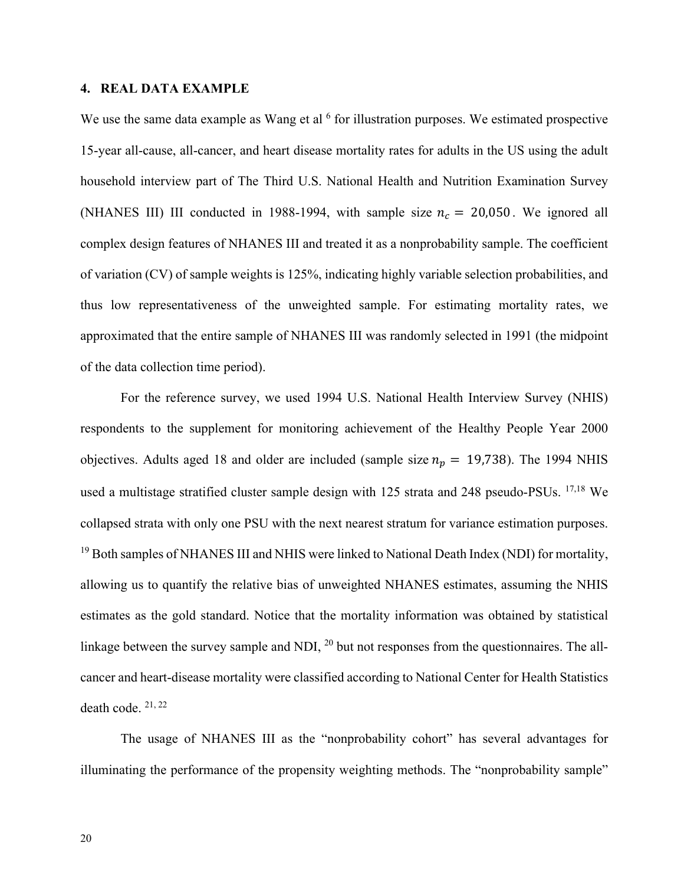## 4. REAL DATA EXAMPLE

We use the same data example as Wang et al [6] for illustration purposes. We estimated prospective 15-year all-cause, all-cancer, and heart disease mortality rates for adults in the US using the adult household interview part of The Third U.S. National Health and Nutrition Examination Survey (NHANES III) III conducted in 1988-1994, with sample size $n_c = 20{,}050$. We ignored all complex design features of NHANES III and treated it as a nonprobability sample. The coefficient of variation (CV) of sample weights is 125%, indicating highly variable selection probabilities, and thus low representativeness of the unweighted sample. For estimating mortality rates, we approximated that the entire sample of NHANES III was randomly selected in 1991 (the midpoint of the data collection time period).

For the reference survey, we used 1994 U.S. National Health Interview Survey (NHIS) respondents to the supplement for monitoring achievement of the Healthy People Year 2000 objectives. Adults aged 18 and older are included (sample size $n_p = 19{,}738$). The 1994 NHIS used a multistage stratified cluster sample design with 125 strata and 248 pseudo-PSUs. [17,18] We collapsed strata with only one PSU with the next nearest stratum for variance estimation purposes. [19] Both samples of NHANES III and NHIS were linked to National Death Index (NDI) for mortality, allowing us to quantify the relative bias of unweighted NHANES estimates, assuming the NHIS estimates as the gold standard. Notice that the mortality information was obtained by statistical linkage between the survey sample and NDI, [20] but not responses from the questionnaires. The all-cancer and heart-disease mortality were classified according to National Center for Health Statistics death code. [21, 22]

The usage of NHANES III as the "nonprobability cohort" has several advantages for illuminating the performance of the propensity weighting methods. The "nonprobability sample"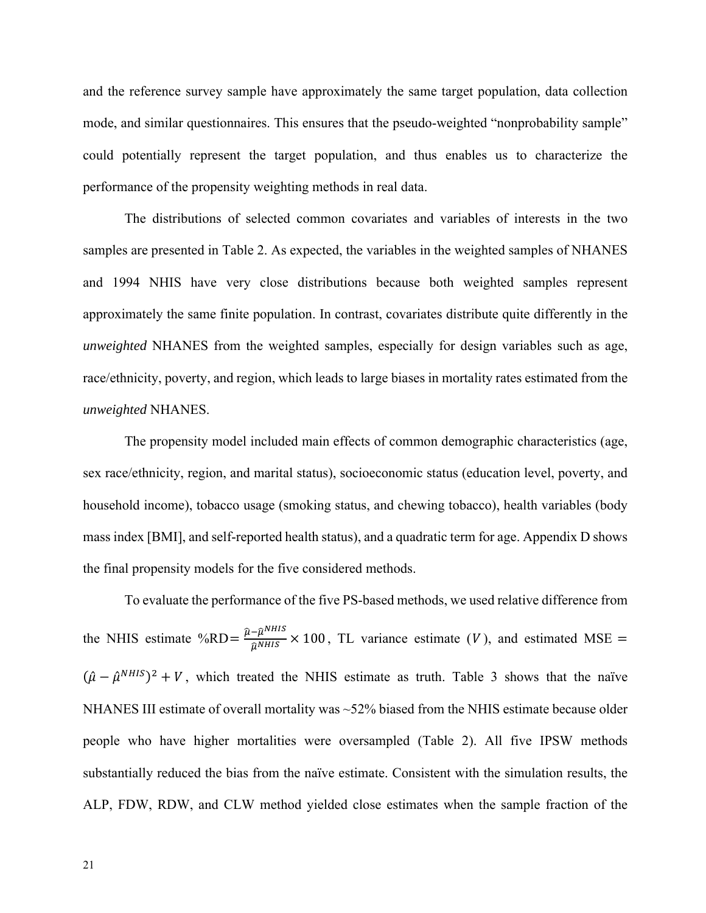and the reference survey sample have approximately the same target population, data collection mode, and similar questionnaires. This ensures that the pseudo-weighted "nonprobability sample" could potentially represent the target population, and thus enables us to characterize the performance of the propensity weighting methods in real data.

The distributions of selected common covariates and variables of interests in the two samples are presented in Table 2. As expected, the variables in the weighted samples of NHANES and 1994 NHIS have very close distributions because both weighted samples represent approximately the same finite population. In contrast, covariates distribute quite differently in the *unweighted* NHANES from the weighted samples, especially for design variables such as age, race/ethnicity, poverty, and region, which leads to large biases in mortality rates estimated from the *unweighted* NHANES.

The propensity model included main effects of common demographic characteristics (age, sex race/ethnicity, region, and marital status), socioeconomic status (education level, poverty, and household income), tobacco usage (smoking status, and chewing tobacco), health variables (body mass index [BMI], and self-reported health status), and a quadratic term for age. Appendix D shows the final propensity models for the five considered methods.

To evaluate the performance of the five PS-based methods, we used relative difference from the NHIS estimate %RD$= \frac{\hat{\mu} - \hat{\mu}^{NHIS}}{\hat{\mu}^{NHIS}} \times 100$, TL variance estimate ($V$), and estimated MSE $= (\hat{\mu} - \hat{\mu}^{NHIS})^2 + V$, which treated the NHIS estimate as truth. Table 3 shows that the naïve NHANES III estimate of overall mortality was ~52% biased from the NHIS estimate because older people who have higher mortalities were oversampled (Table 2). All five IPSW methods substantially reduced the bias from the naïve estimate. Consistent with the simulation results, the ALP, FDW, RDW, and CLW method yielded close estimates when the sample fraction of the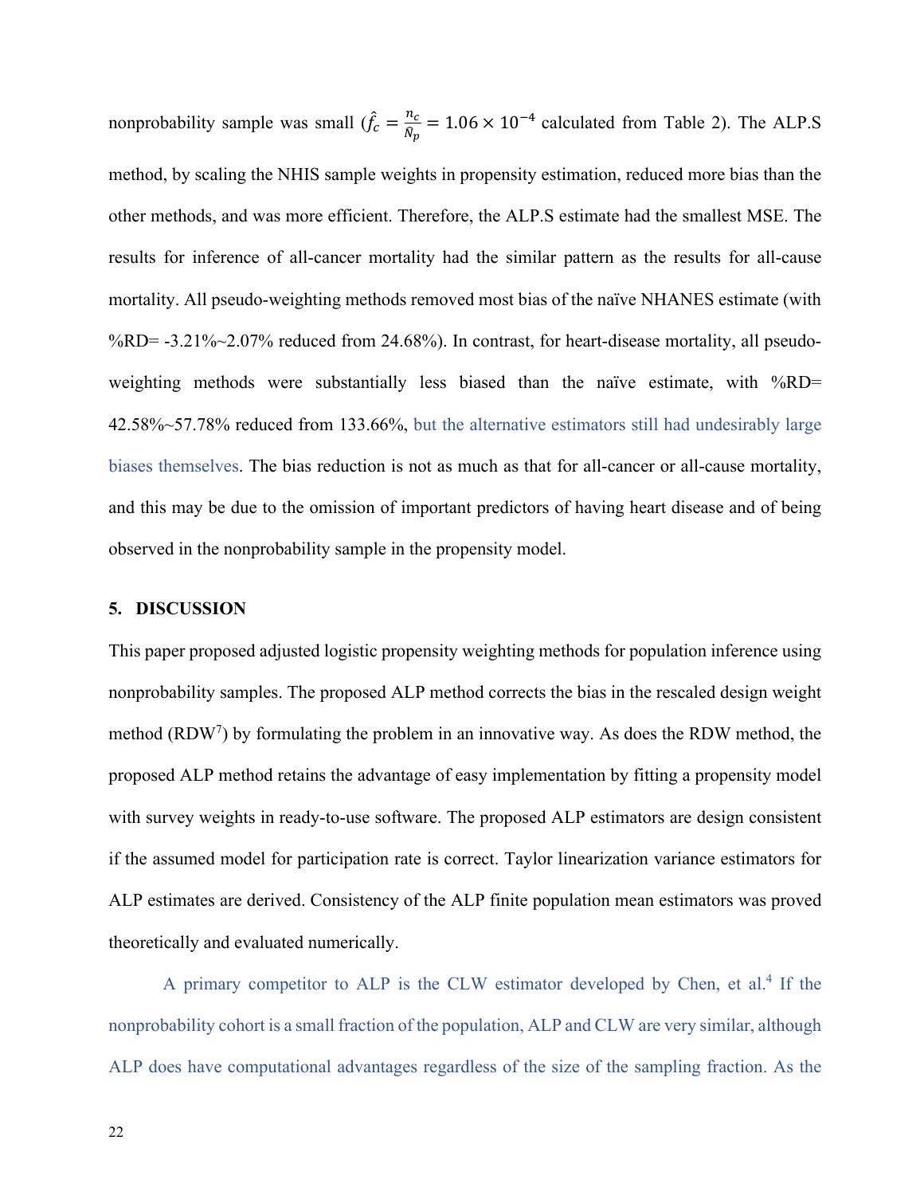nonprobability sample was small ($\hat{f}_c = \frac{n_c}{\hat{N}_p} = 1.06 \times 10^{-4}$ calculated from Table 2). The ALP.S method, by scaling the NHIS sample weights in propensity estimation, reduced more bias than the other methods, and was more efficient. Therefore, the ALP.S estimate had the smallest MSE. The results for inference of all-cancer mortality had the similar pattern as the results for all-cause mortality. All pseudo-weighting methods removed most bias of the naïve NHANES estimate (with %RD= -3.21%~2.07% reduced from 24.68%). In contrast, for heart-disease mortality, all pseudo-weighting methods were substantially less biased than the naïve estimate, with %RD= 42.58%~57.78% reduced from 133.66%, but the alternative estimators still had undesirably large biases themselves. The bias reduction is not as much as that for all-cancer or all-cause mortality, and this may be due to the omission of important predictors of having heart disease and of being observed in the nonprobability sample in the propensity model.

## 5. DISCUSSION

This paper proposed adjusted logistic propensity weighting methods for population inference using nonprobability samples. The proposed ALP method corrects the bias in the rescaled design weight method (RDW[7]) by formulating the problem in an innovative way. As does the RDW method, the proposed ALP method retains the advantage of easy implementation by fitting a propensity model with survey weights in ready-to-use software. The proposed ALP estimators are design consistent if the assumed model for participation rate is correct. Taylor linearization variance estimators for ALP estimates are derived. Consistency of the ALP finite population mean estimators was proved theoretically and evaluated numerically.

A primary competitor to ALP is the CLW estimator developed by Chen, et al.[4] If the nonprobability cohort is a small fraction of the population, ALP and CLW are very similar, although ALP does have computational advantages regardless of the size of the sampling fraction. As the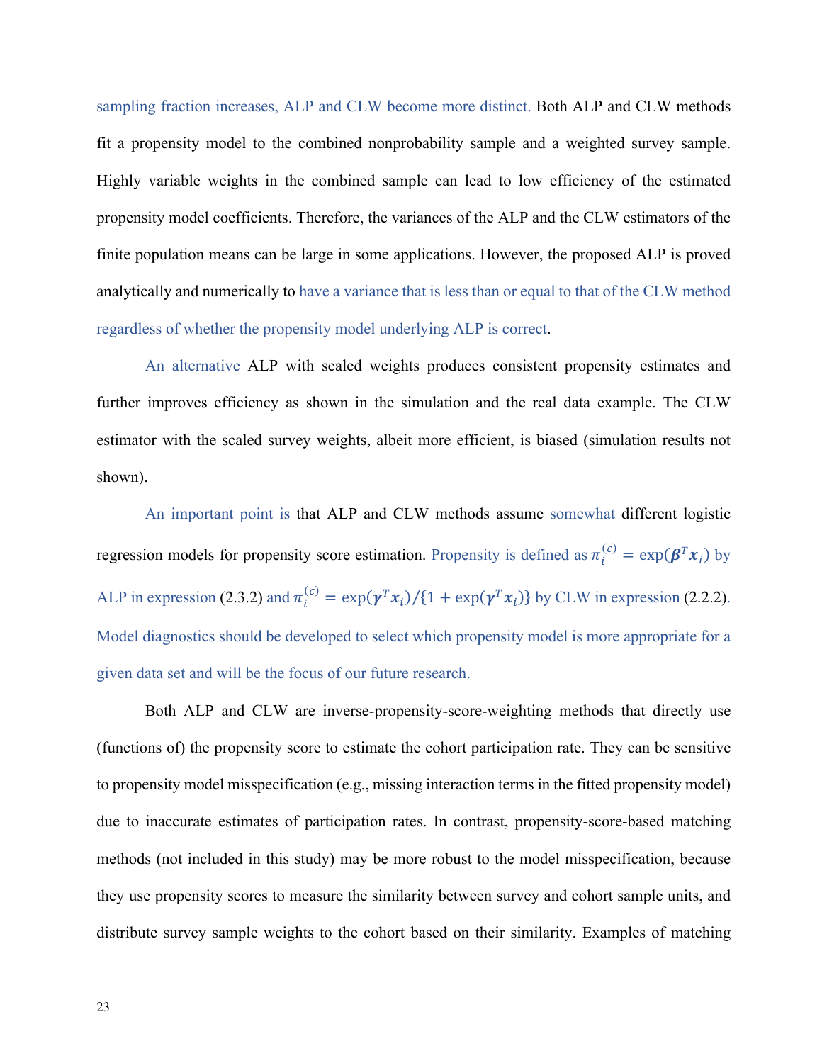sampling fraction increases, ALP and CLW become more distinct. Both ALP and CLW methods fit a propensity model to the combined nonprobability sample and a weighted survey sample. Highly variable weights in the combined sample can lead to low efficiency of the estimated propensity model coefficients. Therefore, the variances of the ALP and the CLW estimators of the finite population means can be large in some applications. However, the proposed ALP is proved analytically and numerically to have a variance that is less than or equal to that of the CLW method regardless of whether the propensity model underlying ALP is correct.

An alternative ALP with scaled weights produces consistent propensity estimates and further improves efficiency as shown in the simulation and the real data example. The CLW estimator with the scaled survey weights, albeit more efficient, is biased (simulation results not shown).

An important point is that ALP and CLW methods assume somewhat different logistic regression models for propensity score estimation. Propensity is defined as $\pi_i^{(c)} = \exp(\boldsymbol{\beta}^T \boldsymbol{x}_i)$ by ALP in expression (2.3.2) and $\pi_i^{(c)} = \exp(\boldsymbol{\gamma}^T \boldsymbol{x}_i)/\{1 + \exp(\boldsymbol{\gamma}^T \boldsymbol{x}_i)\}$ by CLW in expression (2.2.2). Model diagnostics should be developed to select which propensity model is more appropriate for a given data set and will be the focus of our future research.

Both ALP and CLW are inverse-propensity-score-weighting methods that directly use (functions of) the propensity score to estimate the cohort participation rate. They can be sensitive to propensity model misspecification (e.g., missing interaction terms in the fitted propensity model) due to inaccurate estimates of participation rates. In contrast, propensity-score-based matching methods (not included in this study) may be more robust to the model misspecification, because they use propensity scores to measure the similarity between survey and cohort sample units, and distribute survey sample weights to the cohort based on their similarity. Examples of matching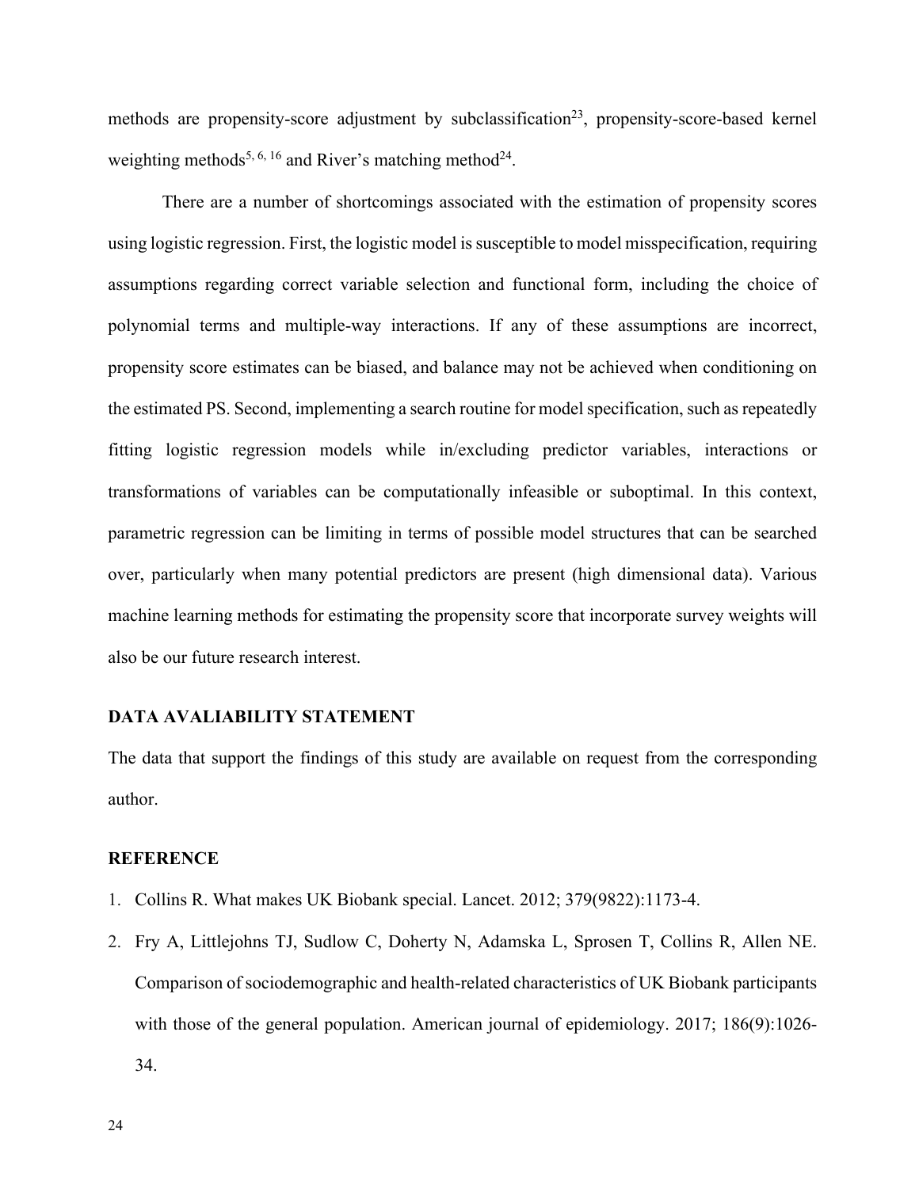methods are propensity-score adjustment by subclassification[23], propensity-score-based kernel weighting methods[5, 6, 16] and River's matching method[24].

There are a number of shortcomings associated with the estimation of propensity scores using logistic regression. First, the logistic model is susceptible to model misspecification, requiring assumptions regarding correct variable selection and functional form, including the choice of polynomial terms and multiple-way interactions. If any of these assumptions are incorrect, propensity score estimates can be biased, and balance may not be achieved when conditioning on the estimated PS. Second, implementing a search routine for model specification, such as repeatedly fitting logistic regression models while in/excluding predictor variables, interactions or transformations of variables can be computationally infeasible or suboptimal. In this context, parametric regression can be limiting in terms of possible model structures that can be searched over, particularly when many potential predictors are present (high dimensional data). Various machine learning methods for estimating the propensity score that incorporate survey weights will also be our future research interest.

## DATA AVALIABILITY STATEMENT

The data that support the findings of this study are available on request from the corresponding author.

## REFERENCE

1. Collins R. What makes UK Biobank special. Lancet. 2012; 379(9822):1173-4.
2. Fry A, Littlejohns TJ, Sudlow C, Doherty N, Adamska L, Sprosen T, Collins R, Allen NE. Comparison of sociodemographic and health-related characteristics of UK Biobank participants with those of the general population. American journal of epidemiology. 2017; 186(9):1026-34.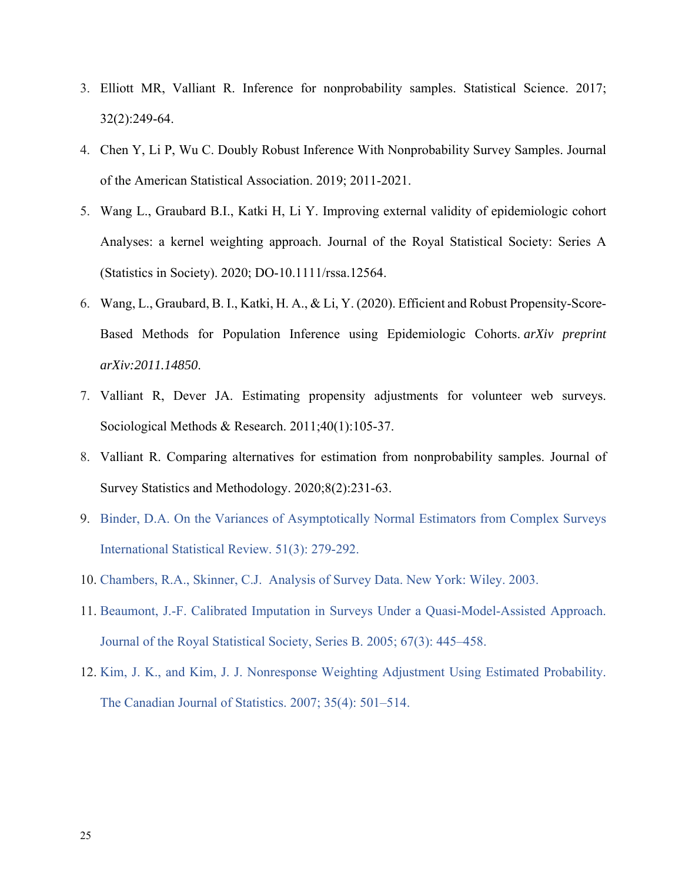3. Elliott MR, Valliant R. Inference for nonprobability samples. Statistical Science. 2017; 32(2):249-64.
4. Chen Y, Li P, Wu C. Doubly Robust Inference With Nonprobability Survey Samples. Journal of the American Statistical Association. 2019; 2011-2021.
5. Wang L., Graubard B.I., Katki H, Li Y. Improving external validity of epidemiologic cohort Analyses: a kernel weighting approach. Journal of the Royal Statistical Society: Series A (Statistics in Society). 2020; DO-10.1111/rssa.12564.
6. Wang, L., Graubard, B. I., Katki, H. A., & Li, Y. (2020). Efficient and Robust Propensity-Score-Based Methods for Population Inference using Epidemiologic Cohorts. *arXiv preprint arXiv:2011.14850*.
7. Valliant R, Dever JA. Estimating propensity adjustments for volunteer web surveys. Sociological Methods & Research. 2011;40(1):105-37.
8. Valliant R. Comparing alternatives for estimation from nonprobability samples. Journal of Survey Statistics and Methodology. 2020;8(2):231-63.
9. Binder, D.A. On the Variances of Asymptotically Normal Estimators from Complex Surveys International Statistical Review. 51(3): 279-292.
10. Chambers, R.A., Skinner, C.J. Analysis of Survey Data. New York: Wiley. 2003.
11. Beaumont, J.-F. Calibrated Imputation in Surveys Under a Quasi-Model-Assisted Approach. Journal of the Royal Statistical Society, Series B. 2005; 67(3): 445–458.
12. Kim, J. K., and Kim, J. J. Nonresponse Weighting Adjustment Using Estimated Probability. The Canadian Journal of Statistics. 2007; 35(4): 501–514.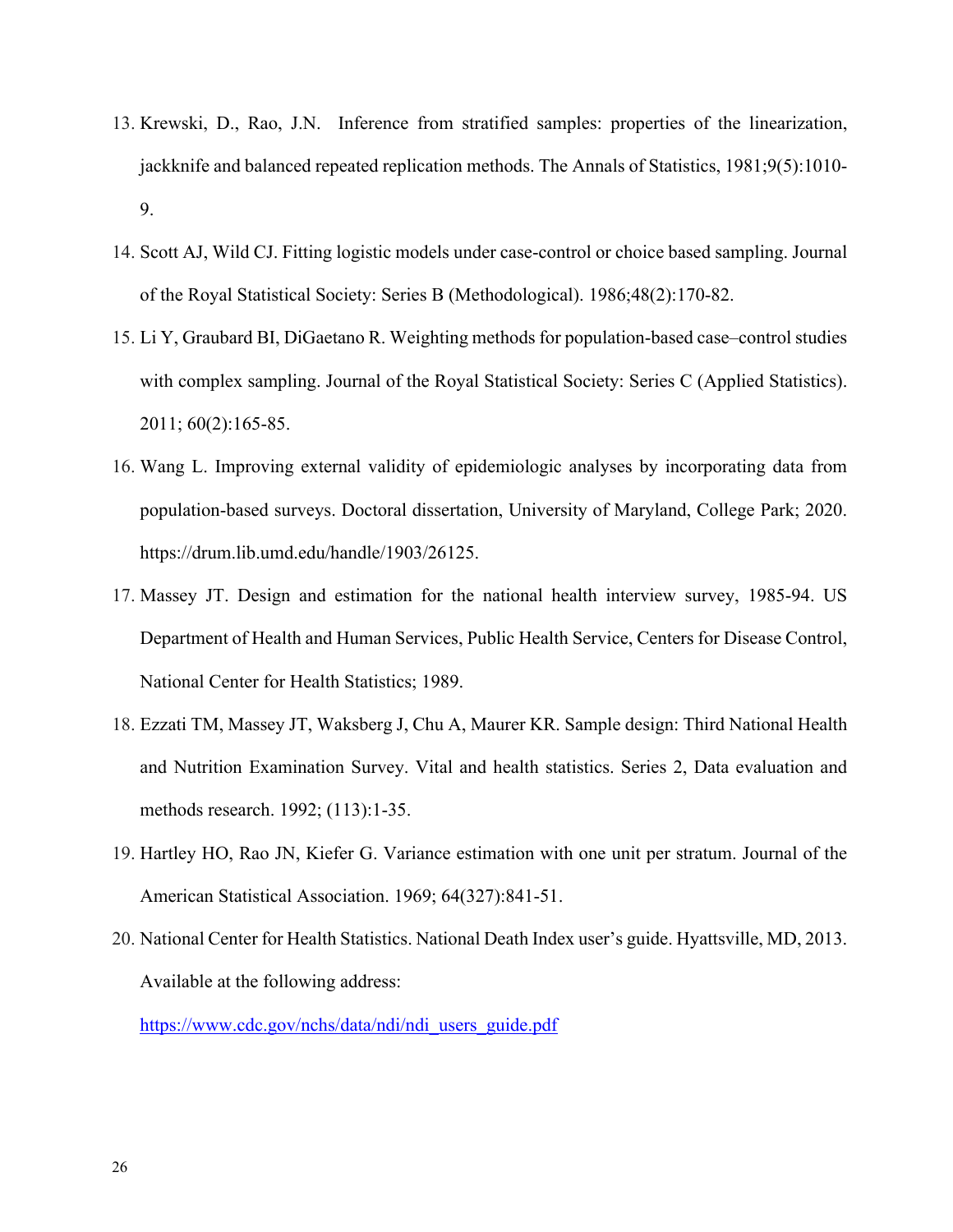13. Krewski, D., Rao, J.N. Inference from stratified samples: properties of the linearization, jackknife and balanced repeated replication methods. The Annals of Statistics, 1981;9(5):1010-9.
14. Scott AJ, Wild CJ. Fitting logistic models under case-control or choice based sampling. Journal of the Royal Statistical Society: Series B (Methodological). 1986;48(2):170-82.
15. Li Y, Graubard BI, DiGaetano R. Weighting methods for population-based case–control studies with complex sampling. Journal of the Royal Statistical Society: Series C (Applied Statistics). 2011; 60(2):165-85.
16. Wang L. Improving external validity of epidemiologic analyses by incorporating data from population-based surveys. Doctoral dissertation, University of Maryland, College Park; 2020. https://drum.lib.umd.edu/handle/1903/26125.
17. Massey JT. Design and estimation for the national health interview survey, 1985-94. US Department of Health and Human Services, Public Health Service, Centers for Disease Control, National Center for Health Statistics; 1989.
18. Ezzati TM, Massey JT, Waksberg J, Chu A, Maurer KR. Sample design: Third National Health and Nutrition Examination Survey. Vital and health statistics. Series 2, Data evaluation and methods research. 1992; (113):1-35.
19. Hartley HO, Rao JN, Kiefer G. Variance estimation with one unit per stratum. Journal of the American Statistical Association. 1969; 64(327):841-51.
20. National Center for Health Statistics. National Death Index user's guide. Hyattsville, MD, 2013. Available at the following address: https://www.cdc.gov/nchs/data/ndi/ndi_users_guide.pdf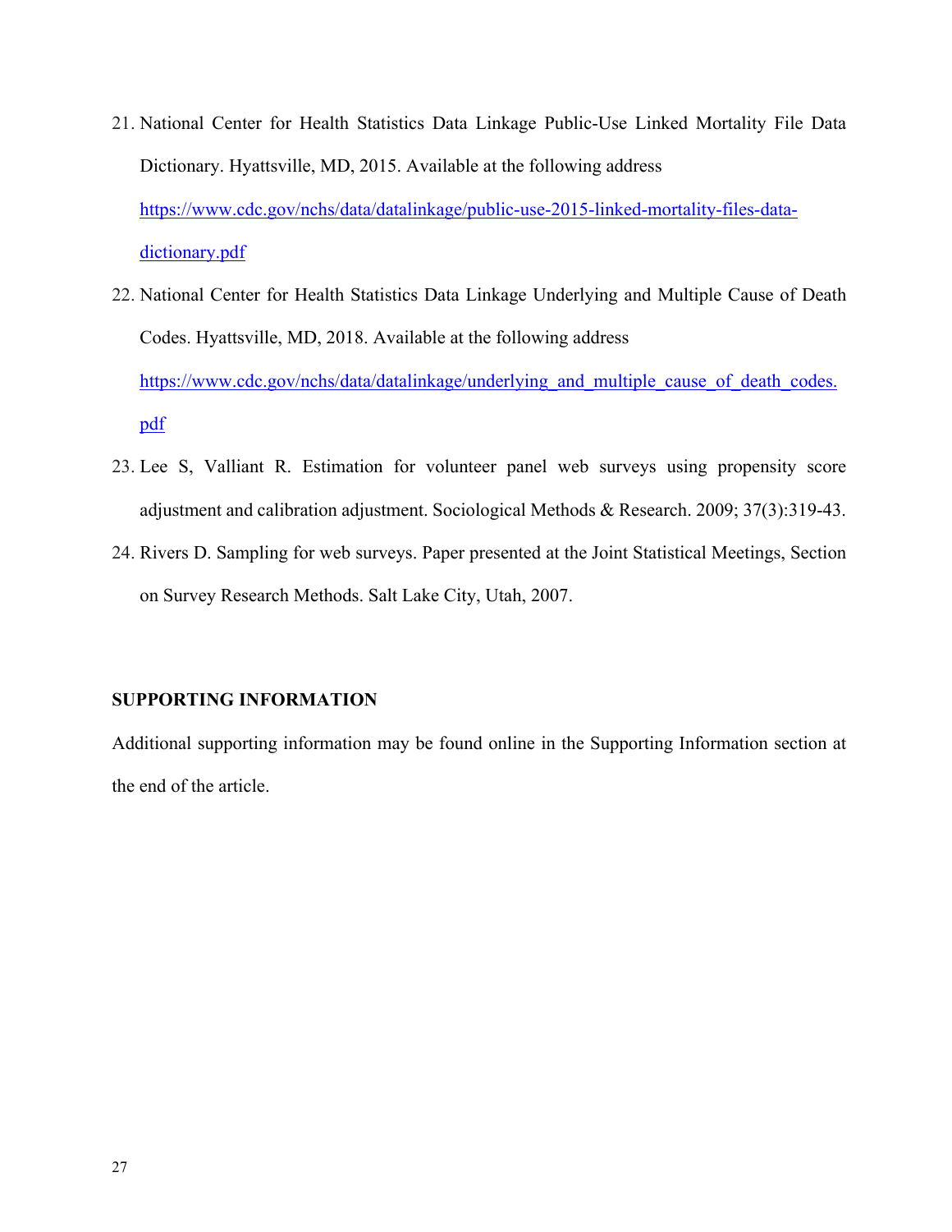21. National Center for Health Statistics Data Linkage Public-Use Linked Mortality File Data Dictionary. Hyattsville, MD, 2015. Available at the following address https://www.cdc.gov/nchs/data/datalinkage/public-use-2015-linked-mortality-files-data-dictionary.pdf
22. National Center for Health Statistics Data Linkage Underlying and Multiple Cause of Death Codes. Hyattsville, MD, 2018. Available at the following address https://www.cdc.gov/nchs/data/datalinkage/underlying_and_multiple_cause_of_death_codes.pdf
23. Lee S, Valliant R. Estimation for volunteer panel web surveys using propensity score adjustment and calibration adjustment. Sociological Methods & Research. 2009; 37(3):319-43.
24. Rivers D. Sampling for web surveys. Paper presented at the Joint Statistical Meetings, Section on Survey Research Methods. Salt Lake City, Utah, 2007.

## SUPPORTING INFORMATION

Additional supporting information may be found online in the Supporting Information section at the end of the article.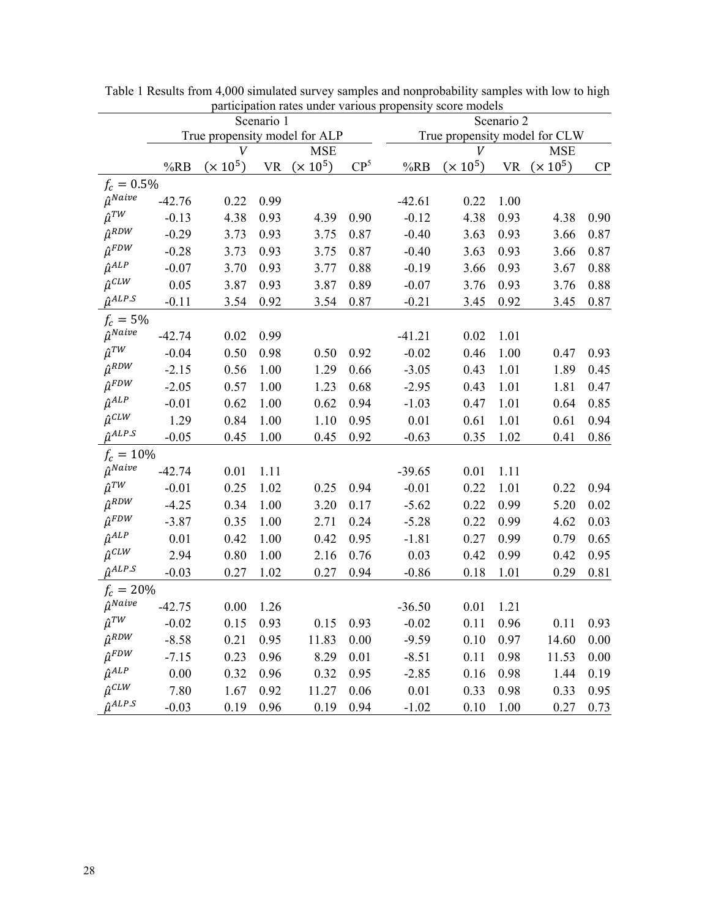Table 1 Results from 4,000 simulated survey samples and nonprobability samples with low to high participation rates under various propensity score models

| | Scenario 1 | | | | | Scenario 2 | | | | |
|---|---|---|---|---|---|---|---|---|---|---|
| | True propensity model for ALP | | | | | True propensity model for CLW | | | | |
| | %RB | $V$ $(\times 10^5)$ | VR | MSE $(\times 10^5)$ | CP[5] | %RB | $V$ $(\times 10^5)$ | VR | MSE $(\times 10^5)$ | CP |
| $f_c = 0.5\%$ | | | | | | | | | | |
| $\hat{\mu}^{Naive}$ | -42.76 | 0.22 | 0.99 | | | -42.61 | 0.22 | 1.00 | | |
| $\hat{\mu}^{TW}$ | -0.13 | 4.38 | 0.93 | 4.39 | 0.90 | -0.12 | 4.38 | 0.93 | 4.38 | 0.90 |
| $\hat{\mu}^{RDW}$ | -0.29 | 3.73 | 0.93 | 3.75 | 0.87 | -0.40 | 3.63 | 0.93 | 3.66 | 0.87 |
| $\hat{\mu}^{FDW}$ | -0.28 | 3.73 | 0.93 | 3.75 | 0.87 | -0.40 | 3.63 | 0.93 | 3.66 | 0.87 |
| $\hat{\mu}^{ALP}$ | -0.07 | 3.70 | 0.93 | 3.77 | 0.88 | -0.19 | 3.66 | 0.93 | 3.67 | 0.88 |
| $\hat{\mu}^{CLW}$ | 0.05 | 3.87 | 0.93 | 3.87 | 0.89 | -0.07 | 3.76 | 0.93 | 3.76 | 0.88 |
| $\hat{\mu}^{ALP.S}$ | -0.11 | 3.54 | 0.92 | 3.54 | 0.87 | -0.21 | 3.45 | 0.92 | 3.45 | 0.87 |
| $f_c = 5\%$ | | | | | | | | | | |
| $\hat{\mu}^{Naive}$ | -42.74 | 0.02 | 0.99 | | | -41.21 | 0.02 | 1.01 | | |
| $\hat{\mu}^{TW}$ | -0.04 | 0.50 | 0.98 | 0.50 | 0.92 | -0.02 | 0.46 | 1.00 | 0.47 | 0.93 |
| $\hat{\mu}^{RDW}$ | -2.15 | 0.56 | 1.00 | 1.29 | 0.66 | -3.05 | 0.43 | 1.01 | 1.89 | 0.45 |
| $\hat{\mu}^{FDW}$ | -2.05 | 0.57 | 1.00 | 1.23 | 0.68 | -2.95 | 0.43 | 1.01 | 1.81 | 0.47 |
| $\hat{\mu}^{ALP}$ | -0.01 | 0.62 | 1.00 | 0.62 | 0.94 | -1.03 | 0.47 | 1.01 | 0.64 | 0.85 |
| $\hat{\mu}^{CLW}$ | 1.29 | 0.84 | 1.00 | 1.10 | 0.95 | 0.01 | 0.61 | 1.01 | 0.61 | 0.94 |
| $\hat{\mu}^{ALP.S}$ | -0.05 | 0.45 | 1.00 | 0.45 | 0.92 | -0.63 | 0.35 | 1.02 | 0.41 | 0.86 |
| $f_c = 10\%$ | | | | | | | | | | |
| $\hat{\mu}^{Naive}$ | -42.74 | 0.01 | 1.11 | | | -39.65 | 0.01 | 1.11 | | |
| $\hat{\mu}^{TW}$ | -0.01 | 0.25 | 1.02 | 0.25 | 0.94 | -0.01 | 0.22 | 1.01 | 0.22 | 0.94 |
| $\hat{\mu}^{RDW}$ | -4.25 | 0.34 | 1.00 | 3.20 | 0.17 | -5.62 | 0.22 | 0.99 | 5.20 | 0.02 |
| $\hat{\mu}^{FDW}$ | -3.87 | 0.35 | 1.00 | 2.71 | 0.24 | -5.28 | 0.22 | 0.99 | 4.62 | 0.03 |
| $\hat{\mu}^{ALP}$ | 0.01 | 0.42 | 1.00 | 0.42 | 0.95 | -1.81 | 0.27 | 0.99 | 0.79 | 0.65 |
| $\hat{\mu}^{CLW}$ | 2.94 | 0.80 | 1.00 | 2.16 | 0.76 | 0.03 | 0.42 | 0.99 | 0.42 | 0.95 |
| $\hat{\mu}^{ALP.S}$ | -0.03 | 0.27 | 1.02 | 0.27 | 0.94 | -0.86 | 0.18 | 1.01 | 0.29 | 0.81 |
| $f_c = 20\%$ | | | | | | | | | | |
| $\hat{\mu}^{Naive}$ | -42.75 | 0.00 | 1.26 | | | -36.50 | 0.01 | 1.21 | | |
| $\hat{\mu}^{TW}$ | -0.02 | 0.15 | 0.93 | 0.15 | 0.93 | -0.02 | 0.11 | 0.96 | 0.11 | 0.93 |
| $\hat{\mu}^{RDW}$ | -8.58 | 0.21 | 0.95 | 11.83 | 0.00 | -9.59 | 0.10 | 0.97 | 14.60 | 0.00 |
| $\hat{\mu}^{FDW}$ | -7.15 | 0.23 | 0.96 | 8.29 | 0.01 | -8.51 | 0.11 | 0.98 | 11.53 | 0.00 |
| $\hat{\mu}^{ALP}$ | 0.00 | 0.32 | 0.96 | 0.32 | 0.95 | -2.85 | 0.16 | 0.98 | 1.44 | 0.19 |
| $\hat{\mu}^{CLW}$ | 7.80 | 1.67 | 0.92 | 11.27 | 0.06 | 0.01 | 0.33 | 0.98 | 0.33 | 0.95 |
| $\hat{\mu}^{ALP.S}$ | -0.03 | 0.19 | 0.96 | 0.19 | 0.94 | -1.02 | 0.10 | 1.00 | 0.27 | 0.73 |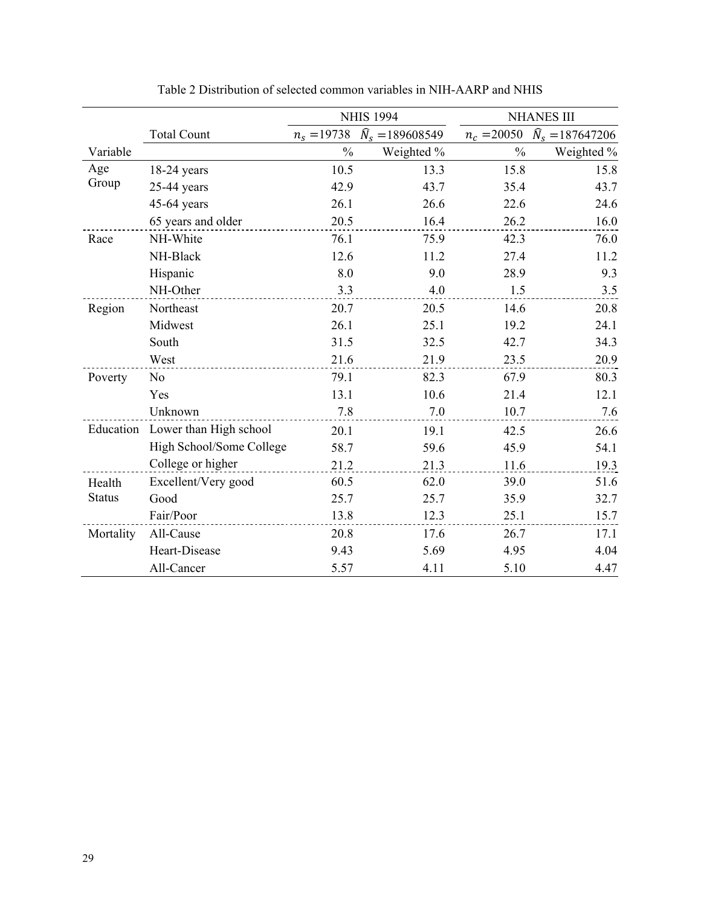Table 2 Distribution of selected common variables in NIH-AARP and NHIS

| | | NHIS 1994 | | NHANES III | |
|---|---|---|---|---|---|
| | Total Count | $n_s$ =19738 | $\widehat{N}_s$ =189608549 | $n_c$ =20050 | $\widehat{N}_s$ =187647206 |
| Variable | | % | Weighted % | % | Weighted % |
| Age Group | 18-24 years | 10.5 | 13.3 | 15.8 | 15.8 |
| | 25-44 years | 42.9 | 43.7 | 35.4 | 43.7 |
| | 45-64 years | 26.1 | 26.6 | 22.6 | 24.6 |
| | 65 years and older | 20.5 | 16.4 | 26.2 | 16.0 |
| Race | NH-White | 76.1 | 75.9 | 42.3 | 76.0 |
| | NH-Black | 12.6 | 11.2 | 27.4 | 11.2 |
| | Hispanic | 8.0 | 9.0 | 28.9 | 9.3 |
| | NH-Other | 3.3 | 4.0 | 1.5 | 3.5 |
| Region | Northeast | 20.7 | 20.5 | 14.6 | 20.8 |
| | Midwest | 26.1 | 25.1 | 19.2 | 24.1 |
| | South | 31.5 | 32.5 | 42.7 | 34.3 |
| | West | 21.6 | 21.9 | 23.5 | 20.9 |
| Poverty | No | 79.1 | 82.3 | 67.9 | 80.3 |
| | Yes | 13.1 | 10.6 | 21.4 | 12.1 |
| | Unknown | 7.8 | 7.0 | 10.7 | 7.6 |
| Education | Lower than High school | 20.1 | 19.1 | 42.5 | 26.6 |
| | High School/Some College | 58.7 | 59.6 | 45.9 | 54.1 |
| | College or higher | 21.2 | 21.3 | 11.6 | 19.3 |
| Health Status | Excellent/Very good | 60.5 | 62.0 | 39.0 | 51.6 |
| | Good | 25.7 | 25.7 | 35.9 | 32.7 |
| | Fair/Poor | 13.8 | 12.3 | 25.1 | 15.7 |
| Mortality | All-Cause | 20.8 | 17.6 | 26.7 | 17.1 |
| | Heart-Disease | 9.43 | 5.69 | 4.95 | 4.04 |
| | All-Cancer | 5.57 | 4.11 | 5.10 | 4.47 |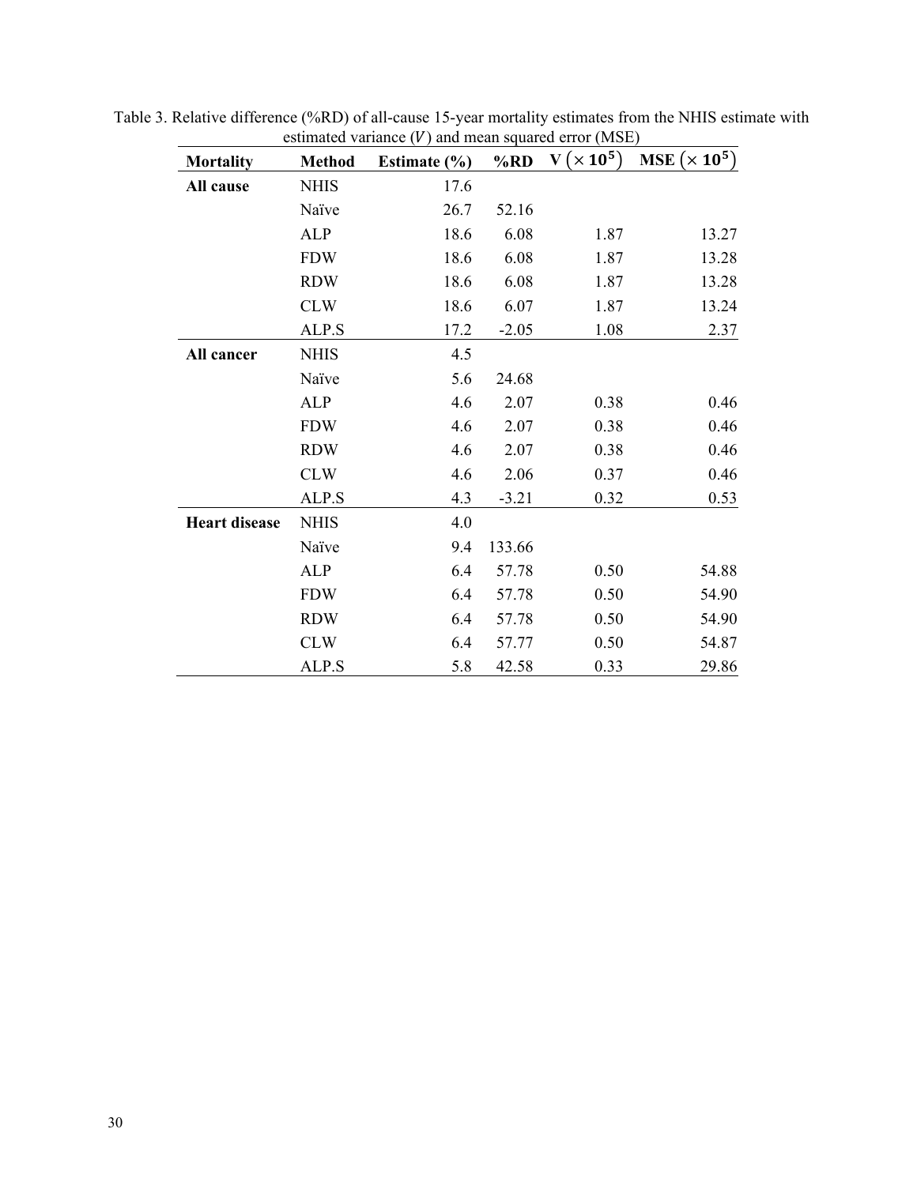Table 3. Relative difference (%RD) of all-cause 15-year mortality estimates from the NHIS estimate with estimated variance ($V$) and mean squared error (MSE)

| Mortality | Method | Estimate (%) | %RD | V $(\times 10^5)$ | MSE $(\times 10^5)$ |
|---|---|---|---|---|---|
| **All cause** | NHIS | 17.6 | | | |
| | Naïve | 26.7 | 52.16 | | |
| | ALP | 18.6 | 6.08 | 1.87 | 13.27 |
| | FDW | 18.6 | 6.08 | 1.87 | 13.28 |
| | RDW | 18.6 | 6.08 | 1.87 | 13.28 |
| | CLW | 18.6 | 6.07 | 1.87 | 13.24 |
| | ALP.S | 17.2 | -2.05 | 1.08 | 2.37 |
| **All cancer** | NHIS | 4.5 | | | |
| | Naïve | 5.6 | 24.68 | | |
| | ALP | 4.6 | 2.07 | 0.38 | 0.46 |
| | FDW | 4.6 | 2.07 | 0.38 | 0.46 |
| | RDW | 4.6 | 2.07 | 0.38 | 0.46 |
| | CLW | 4.6 | 2.06 | 0.37 | 0.46 |
| | ALP.S | 4.3 | -3.21 | 0.32 | 0.53 |
| **Heart disease** | NHIS | 4.0 | | | |
| | Naïve | 9.4 | 133.66 | | |
| | ALP | 6.4 | 57.78 | 0.50 | 54.88 |
| | FDW | 6.4 | 57.78 | 0.50 | 54.90 |
| | RDW | 6.4 | 57.78 | 0.50 | 54.90 |
| | CLW | 6.4 | 57.77 | 0.50 | 54.87 |
| | ALP.S | 5.8 | 42.58 | 0.33 | 29.86 |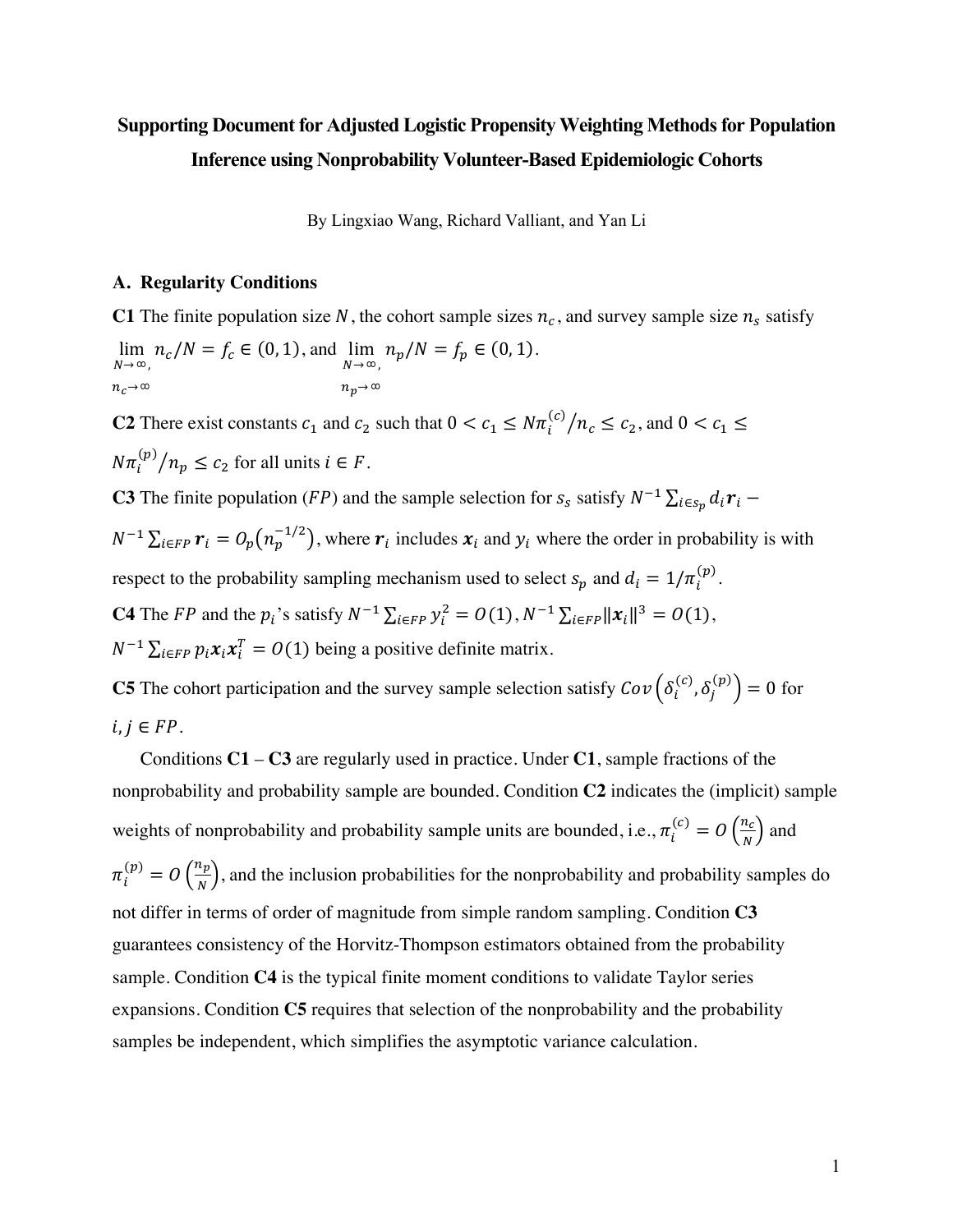# Supporting Document for Adjusted Logistic Propensity Weighting Methods for Population Inference using Nonprobability Volunteer-Based Epidemiologic Cohorts

By Lingxiao Wang, Richard Valliant, and Yan Li

## A. Regularity Conditions

**C1** The finite population size $N$, the cohort sample sizes $n_c$, and survey sample size $n_s$ satisfy $\lim_{\substack{N\to\infty,\\ n_c\to\infty}} n_c/N = f_c \in (0,1)$, and $\lim_{\substack{N\to\infty,\\ n_p\to\infty}} n_p/N = f_p \in (0,1)$.

**C2** There exist constants $c_1$ and $c_2$ such that $0 < c_1 \le N\pi_i^{(c)}/n_c \le c_2$, and $0 < c_1 \le N\pi_i^{(p)}/n_p \le c_2$ for all units $i \in F$.

**C3** The finite population ($FP$) and the sample selection for $s_s$ satisfy $N^{-1}\sum_{i\in s_p} d_i \boldsymbol{r}_i - N^{-1}\sum_{i\in FP} \boldsymbol{r}_i = O_p\left(n_p^{-1/2}\right)$, where $\boldsymbol{r}_i$ includes $\boldsymbol{x}_i$ and $y_i$ where the order in probability is with respect to the probability sampling mechanism used to select $s_p$ and $d_i = 1/\pi_i^{(p)}$.

**C4** The $FP$ and the $p_i$'s satisfy $N^{-1}\sum_{i\in FP} y_i^2 = O(1)$, $N^{-1}\sum_{i\in FP}\|\boldsymbol{x}_i\|^3 = O(1)$, $N^{-1}\sum_{i\in FP} p_i \boldsymbol{x}_i \boldsymbol{x}_i^T = O(1)$ being a positive definite matrix.

**C5** The cohort participation and the survey sample selection satisfy $Cov\left(\delta_i^{(c)}, \delta_j^{(p)}\right) = 0$ for $i, j \in FP$.

Conditions **C1** – **C3** are regularly used in practice. Under **C1**, sample fractions of the nonprobability and probability sample are bounded. Condition **C2** indicates the (implicit) sample weights of nonprobability and probability sample units are bounded, i.e., $\pi_i^{(c)} = O\left(\frac{n_c}{N}\right)$ and $\pi_i^{(p)} = O\left(\frac{n_p}{N}\right)$, and the inclusion probabilities for the nonprobability and probability samples do not differ in terms of order of magnitude from simple random sampling. Condition **C3** guarantees consistency of the Horvitz-Thompson estimators obtained from the probability sample. Condition **C4** is the typical finite moment conditions to validate Taylor series expansions. Condition **C5** requires that selection of the nonprobability and the probability samples be independent, which simplifies the asymptotic variance calculation.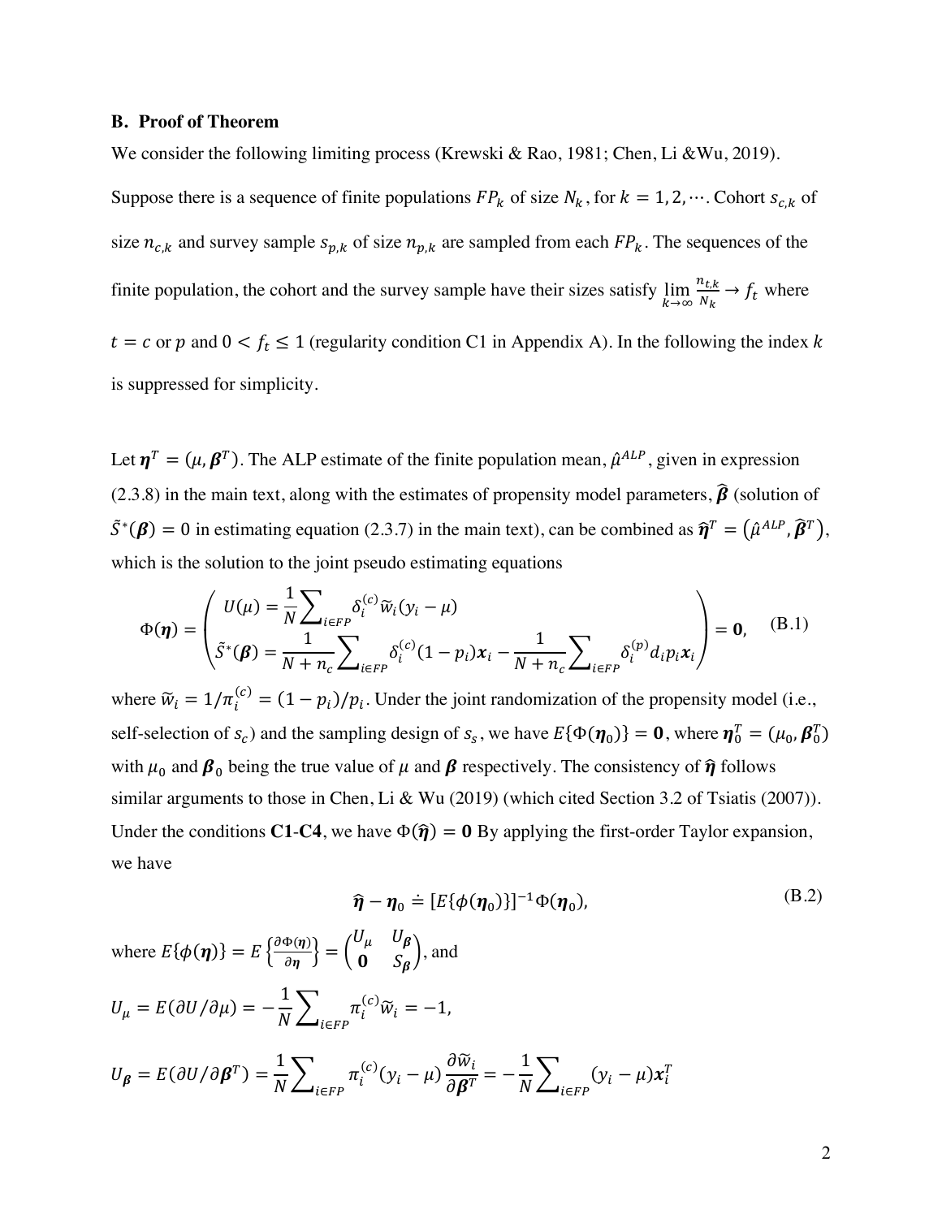## B. Proof of Theorem

We consider the following limiting process (Krewski & Rao, 1981; Chen, Li &Wu, 2019). Suppose there is a sequence of finite populations $FP_k$ of size $N_k$, for $k = 1, 2, \cdots$. Cohort $s_{c,k}$ of size $n_{c,k}$ and survey sample $s_{p,k}$ of size $n_{p,k}$ are sampled from each $FP_k$. The sequences of the finite population, the cohort and the survey sample have their sizes satisfy $\lim_{k\to\infty} \frac{n_{t,k}}{N_k} \to f_t$ where $t = c$ or $p$ and $0 < f_t \leq 1$ (regularity condition C1 in Appendix A). In the following the index $k$ is suppressed for simplicity.

Let $\boldsymbol{\eta}^T = (\mu, \boldsymbol{\beta}^T)$. The ALP estimate of the finite population mean, $\hat{\mu}^{ALP}$, given in expression (2.3.8) in the main text, along with the estimates of propensity model parameters, $\widehat{\boldsymbol{\beta}}$ (solution of $\tilde{S}^*(\boldsymbol{\beta}) = 0$ in estimating equation (2.3.7) in the main text), can be combined as $\widehat{\boldsymbol{\eta}}^T = \left(\hat{\mu}^{ALP}, \widehat{\boldsymbol{\beta}}^T\right)$, which is the solution to the joint pseudo estimating equations

$$\Phi(\boldsymbol{\eta}) = \begin{pmatrix} U(\mu) = \frac{1}{N}\sum_{i\in FP} \delta_i^{(c)} \widetilde{w}_i (y_i - \mu) \\ \tilde{S}^*(\boldsymbol{\beta}) = \frac{1}{N + n_c}\sum_{i\in FP} \delta_i^{(c)} (1 - p_i)\boldsymbol{x}_i - \frac{1}{N + n_c}\sum_{i\in FP} \delta_i^{(p)} d_i p_i \boldsymbol{x}_i \end{pmatrix} = \mathbf{0}, \quad \text{(B.1)}$$

where $\widetilde{w}_i = 1/\pi_i^{(c)} = (1 - p_i)/p_i$. Under the joint randomization of the propensity model (i.e., self-selection of $s_c$) and the sampling design of $s_s$, we have $E\{\Phi(\boldsymbol{\eta}_0)\} = \mathbf{0}$, where $\boldsymbol{\eta}_0^T = (\mu_0, \boldsymbol{\beta}_0^T)$ with $\mu_0$ and $\boldsymbol{\beta}_0$ being the true value of $\mu$ and $\boldsymbol{\beta}$ respectively. The consistency of $\widehat{\boldsymbol{\eta}}$ follows similar arguments to those in Chen, Li & Wu (2019) (which cited Section 3.2 of Tsiatis (2007)). Under the conditions **C1**-**C4**, we have $\Phi(\widehat{\boldsymbol{\eta}}) = \mathbf{0}$ By applying the first-order Taylor expansion, we have

$$\widehat{\boldsymbol{\eta}} - \boldsymbol{\eta}_0 \doteq [E\{\phi(\boldsymbol{\eta}_0)\}]^{-1}\Phi(\boldsymbol{\eta}_0), \quad \text{(B.2)}$$

where $E\{\phi(\boldsymbol{\eta})\} = E\left\{\frac{\partial \Phi(\boldsymbol{\eta})}{\partial \boldsymbol{\eta}}\right\} = \begin{pmatrix} U_\mu & U_{\boldsymbol{\beta}} \\ \mathbf{0} & S_{\boldsymbol{\beta}} \end{pmatrix}$, and

$$U_\mu = E(\partial U/\partial \mu) = -\frac{1}{N}\sum_{i\in FP} \pi_i^{(c)} \widetilde{w}_i = -1,$$

$$U_{\boldsymbol{\beta}} = E(\partial U/\partial \boldsymbol{\beta}^T) = \frac{1}{N}\sum_{i\in FP} \pi_i^{(c)} (y_i - \mu)\frac{\partial \widetilde{w}_i}{\partial \boldsymbol{\beta}^T} = -\frac{1}{N}\sum_{i\in FP} (y_i - \mu)\boldsymbol{x}_i^T$$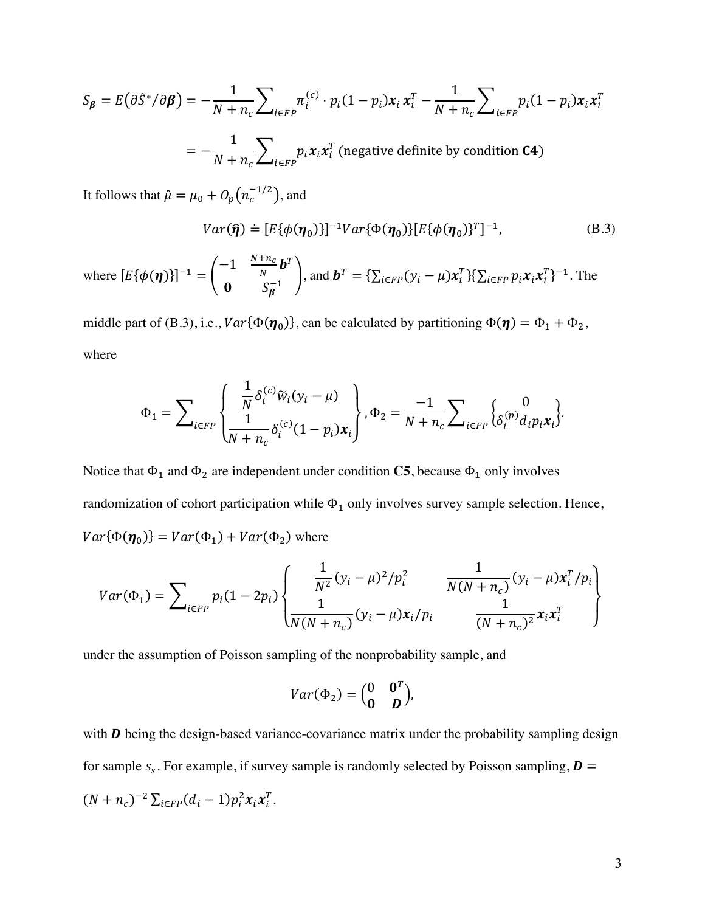$$S_{\boldsymbol{\beta}} = E\left(\partial \tilde{S}^* / \partial \boldsymbol{\beta}\right) = -\frac{1}{N+n_c} \sum_{i \in FP} \pi_i^{(c)} \cdot p_i (1-p_i) \boldsymbol{x}_i \, \boldsymbol{x}_i^T - \frac{1}{N+n_c} \sum_{i \in FP} p_i (1-p_i) \boldsymbol{x}_i \boldsymbol{x}_i^T$$

$$= -\frac{1}{N+n_c} \sum_{i \in FP} p_i \boldsymbol{x}_i \boldsymbol{x}_i^T \text{ (negative definite by condition } \textbf{C4}\text{)}$$

It follows that $\hat{\mu} = \mu_0 + O_p\left(n_c^{-1/2}\right)$, and

$$Var(\widehat{\boldsymbol{\eta}}) \doteq [E\{\phi(\boldsymbol{\eta}_0)\}]^{-1} Var\{\Phi(\boldsymbol{\eta}_0)\} [E\{\phi(\boldsymbol{\eta}_0)\}^T]^{-1}, \tag{B.3}$$

where $[E\{\phi(\boldsymbol{\eta})\}]^{-1} = \begin{pmatrix} -1 & \frac{N+n_c}{N} \boldsymbol{b}^T \\ \boldsymbol{0} & S_{\boldsymbol{\beta}}^{-1} \end{pmatrix}$, and $\boldsymbol{b}^T = \{\sum_{i \in FP} (y_i - \mu) \boldsymbol{x}_i^T\} \{\sum_{i \in FP} p_i \boldsymbol{x}_i \boldsymbol{x}_i^T\}^{-1}$. The middle part of (B.3), i.e., $Var\{\Phi(\boldsymbol{\eta}_0)\}$, can be calculated by partitioning $\Phi(\boldsymbol{\eta}) = \Phi_1 + \Phi_2$, where

$$\Phi_1 = \sum_{i \in FP} \begin{Bmatrix} \frac{1}{N} \delta_i^{(c)} \widetilde{w}_i (y_i - \mu) \\ \frac{1}{N+n_c} \delta_i^{(c)} (1-p_i) \boldsymbol{x}_i \end{Bmatrix}, \Phi_2 = \frac{-1}{N+n_c} \sum_{i \in FP} \begin{Bmatrix} 0 \\ \delta_i^{(p)} d_i p_i \boldsymbol{x}_i \end{Bmatrix}.$$

Notice that $\Phi_1$ and $\Phi_2$ are independent under condition **C5**, because $\Phi_1$ only involves randomization of cohort participation while $\Phi_1$ only involves survey sample selection. Hence, $Var\{\Phi(\boldsymbol{\eta}_0)\} = Var(\Phi_1) + Var(\Phi_2)$ where

$$Var(\Phi_1) = \sum_{i \in FP} p_i (1 - 2p_i) \begin{Bmatrix} \frac{1}{N^2} (y_i - \mu)^2 / p_i^2 & \frac{1}{N(N+n_c)} (y_i - \mu) \boldsymbol{x}_i^T / p_i \\ \frac{1}{N(N+n_c)} (y_i - \mu) \boldsymbol{x}_i / p_i & \frac{1}{(N+n_c)^2} \boldsymbol{x}_i \boldsymbol{x}_i^T \end{Bmatrix}$$

under the assumption of Poisson sampling of the nonprobability sample, and

$$Var(\Phi_2) = \begin{pmatrix} 0 & \boldsymbol{0}^T \\ \boldsymbol{0} & \boldsymbol{D} \end{pmatrix},$$

with $\boldsymbol{D}$ being the design-based variance-covariance matrix under the probability sampling design for sample $s_s$. For example, if survey sample is randomly selected by Poisson sampling, $\boldsymbol{D} = (N+n_c)^{-2} \sum_{i \in FP} (d_i - 1) p_i^2 \boldsymbol{x}_i \boldsymbol{x}_i^T$.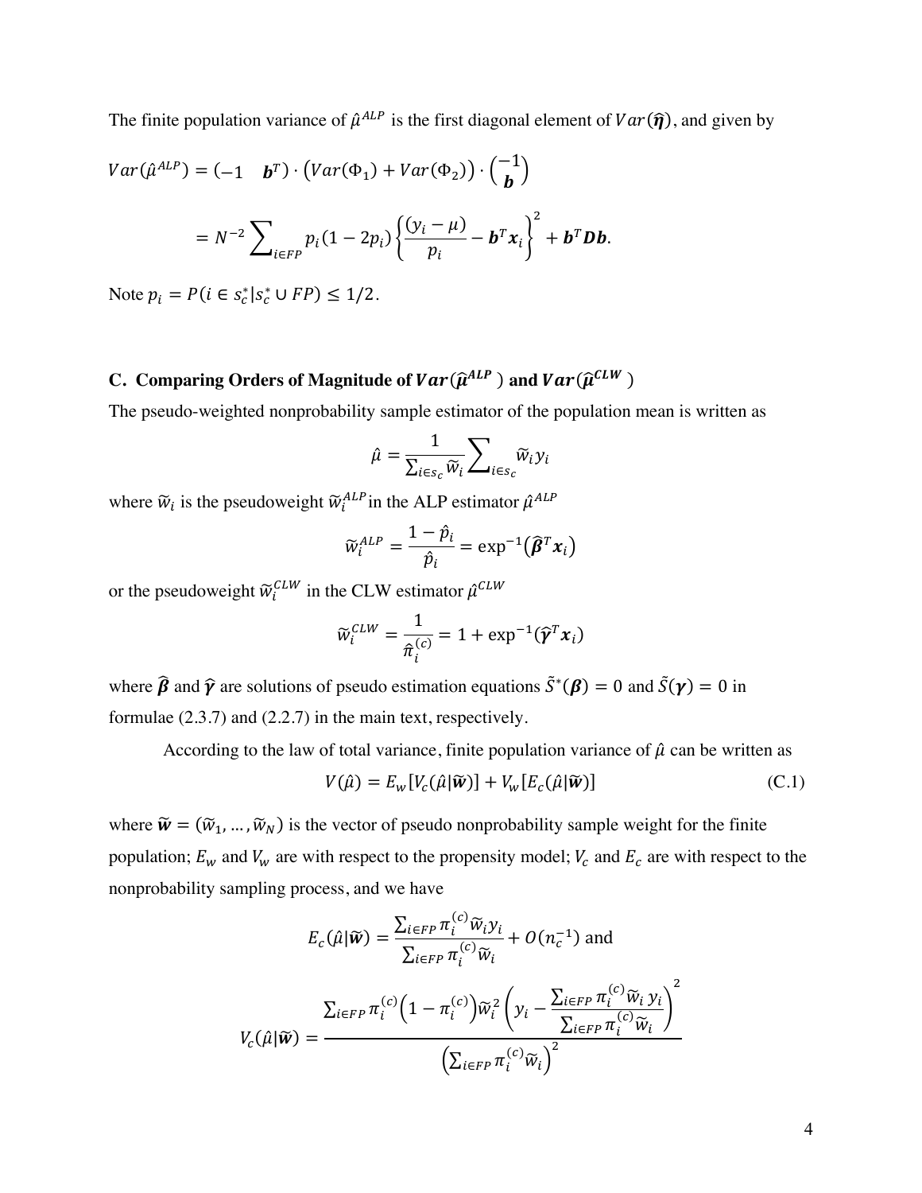The finite population variance of $\hat{\mu}^{ALP}$ is the first diagonal element of $Var(\hat{\boldsymbol{\eta}})$, and given by

$$Var(\hat{\mu}^{ALP}) = \begin{pmatrix} -1 & \boldsymbol{b}^T \end{pmatrix} \cdot \left(Var(\Phi_1) + Var(\Phi_2)\right) \cdot \begin{pmatrix} -1 \\ \boldsymbol{b} \end{pmatrix}$$

$$= N^{-2} \sum_{i \in FP} p_i (1 - 2p_i) \left\{ \frac{(y_i - \mu)}{p_i} - \boldsymbol{b}^T \boldsymbol{x}_i \right\}^2 + \boldsymbol{b}^T \boldsymbol{D} \boldsymbol{b}.$$

Note $p_i = P(i \in s_c^* | s_c^* \cup FP) \leq 1/2$.

## C. Comparing Orders of Magnitude of $Var(\hat{\mu}^{ALP})$ and $Var(\hat{\mu}^{CLW})$

The pseudo-weighted nonprobability sample estimator of the population mean is written as

$$\hat{\mu} = \frac{1}{\sum_{i \in s_c} \tilde{w}_i} \sum_{i \in s_c} \tilde{w}_i y_i$$

where $\tilde{w}_i$ is the pseudoweight $\tilde{w}_i^{ALP}$ in the ALP estimator $\hat{\mu}^{ALP}$

$$\tilde{w}_i^{ALP} = \frac{1 - \hat{p}_i}{\hat{p}_i} = \exp^{-1}\left(\hat{\boldsymbol{\beta}}^T \boldsymbol{x}_i\right)$$

or the pseudoweight $\tilde{w}_i^{CLW}$ in the CLW estimator $\hat{\mu}^{CLW}$

$$\tilde{w}_i^{CLW} = \frac{1}{\hat{\pi}_i^{(c)}} = 1 + \exp^{-1}(\hat{\boldsymbol{\gamma}}^T \boldsymbol{x}_i)$$

where $\hat{\boldsymbol{\beta}}$ and $\hat{\boldsymbol{\gamma}}$ are solutions of pseudo estimation equations $\tilde{S}^*(\boldsymbol{\beta}) = 0$ and $\tilde{S}(\boldsymbol{\gamma}) = 0$ in formulae (2.3.7) and (2.2.7) in the main text, respectively.

According to the law of total variance, finite population variance of $\hat{\mu}$ can be written as

$$V(\hat{\mu}) = E_w[V_c(\hat{\mu}|\tilde{\boldsymbol{w}})] + V_w[E_c(\hat{\mu}|\tilde{\boldsymbol{w}})] \tag{C.1}$$

where $\tilde{\boldsymbol{w}} = (\tilde{w}_1, \dots, \tilde{w}_N)$ is the vector of pseudo nonprobability sample weight for the finite population; $E_w$ and $V_w$ are with respect to the propensity model; $V_c$ and $E_c$ are with respect to the nonprobability sampling process, and we have

$$E_c(\hat{\mu}|\tilde{\boldsymbol{w}}) = \frac{\sum_{i \in FP} \pi_i^{(c)} \tilde{w}_i y_i}{\sum_{i \in FP} \pi_i^{(c)} \tilde{w}_i} + O(n_c^{-1}) \text{ and}$$

$$V_c(\hat{\mu}|\tilde{\boldsymbol{w}}) = \frac{\sum_{i \in FP} \pi_i^{(c)} \left(1 - \pi_i^{(c)}\right) \tilde{w}_i^2 \left(y_i - \frac{\sum_{i \in FP} \pi_i^{(c)} \tilde{w}_i y_i}{\sum_{i \in FP} \pi_i^{(c)} \tilde{w}_i}\right)^2}{\left(\sum_{i \in FP} \pi_i^{(c)} \tilde{w}_i\right)^2}$$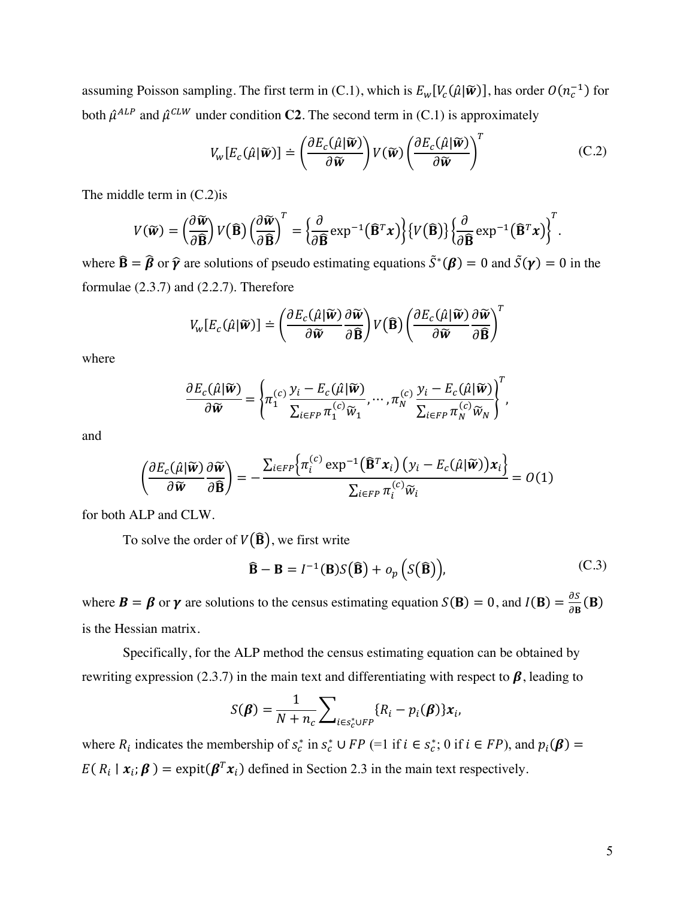assuming Poisson sampling. The first term in (C.1), which is $E_w[V_c(\hat{\mu}|\widetilde{\boldsymbol{w}})]$, has order $O(n_c^{-1})$ for both $\hat{\mu}^{ALP}$ and $\hat{\mu}^{CLW}$ under condition **C2**. The second term in (C.1) is approximately

$$V_w[E_c(\hat{\mu}|\widetilde{\boldsymbol{w}})] \doteq \left(\frac{\partial E_c(\hat{\mu}|\widetilde{\boldsymbol{w}})}{\partial \widetilde{\boldsymbol{w}}}\right) V(\widetilde{\boldsymbol{w}}) \left(\frac{\partial E_c(\hat{\mu}|\widetilde{\boldsymbol{w}})}{\partial \widetilde{\boldsymbol{w}}}\right)^T \tag{C.2}$$

The middle term in (C.2)is

$$V(\widetilde{\boldsymbol{w}}) = \left(\frac{\partial \widetilde{\boldsymbol{w}}}{\partial \widehat{\mathbf{B}}}\right) V(\widehat{\mathbf{B}}) \left(\frac{\partial \widetilde{\boldsymbol{w}}}{\partial \widehat{\mathbf{B}}}\right)^T = \left\{\frac{\partial}{\partial \widehat{\mathbf{B}}} \exp^{-1}(\widehat{\mathbf{B}}^T \boldsymbol{x})\right\} \left\{V(\widehat{\mathbf{B}})\right\} \left\{\frac{\partial}{\partial \widehat{\mathbf{B}}} \exp^{-1}(\widehat{\mathbf{B}}^T \boldsymbol{x})\right\}^T.$$

where $\widehat{\mathbf{B}} = \widehat{\boldsymbol{\beta}}$ or $\widehat{\boldsymbol{\gamma}}$ are solutions of pseudo estimating equations $\tilde{S}^*(\boldsymbol{\beta}) = 0$ and $\tilde{S}(\boldsymbol{\gamma}) = 0$ in the formulae (2.3.7) and (2.2.7). Therefore

$$V_w[E_c(\hat{\mu}|\widetilde{\boldsymbol{w}})] \doteq \left(\frac{\partial E_c(\hat{\mu}|\widetilde{\boldsymbol{w}})}{\partial \widetilde{\boldsymbol{w}}} \frac{\partial \widetilde{\boldsymbol{w}}}{\partial \widehat{\mathbf{B}}}\right) V(\widehat{\mathbf{B}}) \left(\frac{\partial E_c(\hat{\mu}|\widetilde{\boldsymbol{w}})}{\partial \widetilde{\boldsymbol{w}}} \frac{\partial \widetilde{\boldsymbol{w}}}{\partial \widehat{\mathbf{B}}}\right)^T$$

where

$$\frac{\partial E_c(\hat{\mu}|\widetilde{\boldsymbol{w}})}{\partial \widetilde{\boldsymbol{w}}} = \left\{\pi_1^{(c)} \frac{y_i - E_c(\hat{\mu}|\widetilde{\boldsymbol{w}})}{\sum_{i \in FP} \pi_1^{(c)} \widetilde{w}_1}, \cdots, \pi_N^{(c)} \frac{y_i - E_c(\hat{\mu}|\widetilde{\boldsymbol{w}})}{\sum_{i \in FP} \pi_N^{(c)} \widetilde{w}_N}\right\}^T,$$

and

$$\left(\frac{\partial E_c(\hat{\mu}|\widetilde{\boldsymbol{w}})}{\partial \widetilde{\boldsymbol{w}}} \frac{\partial \widetilde{\boldsymbol{w}}}{\partial \widehat{\mathbf{B}}}\right) = -\frac{\sum_{i \in FP} \left\{\pi_i^{(c)} \exp^{-1}(\widehat{\mathbf{B}}^T \boldsymbol{x}_i) \left(y_i - E_c(\hat{\mu}|\widetilde{\boldsymbol{w}})\right) \boldsymbol{x}_i\right\}}{\sum_{i \in FP} \pi_i^{(c)} \widetilde{w}_i} = O(1)$$

for both ALP and CLW.

To solve the order of $V(\widehat{\mathbf{B}})$, we first write

$$\widehat{\mathbf{B}} - \mathbf{B} = I^{-1}(\mathbf{B}) S(\widehat{\mathbf{B}}) + o_p\left(S(\widehat{\mathbf{B}})\right), \tag{C.3}$$

where $\boldsymbol{B} = \boldsymbol{\beta}$ or $\boldsymbol{\gamma}$ are solutions to the census estimating equation $S(\mathbf{B}) = 0$, and $I(\mathbf{B}) = \frac{\partial S}{\partial \mathbf{B}}(\mathbf{B})$ is the Hessian matrix.

Specifically, for the ALP method the census estimating equation can be obtained by rewriting expression (2.3.7) in the main text and differentiating with respect to $\boldsymbol{\beta}$, leading to

$$S(\boldsymbol{\beta}) = \frac{1}{N + n_c} \sum_{i \in s_c^* \cup FP} \{R_i - p_i(\boldsymbol{\beta})\} \boldsymbol{x}_i,$$

where $R_i$ indicates the membership of $s_c^*$ in $s_c^* \cup FP$ (=1 if $i \in s_c^*$; 0 if $i \in FP$), and $p_i(\boldsymbol{\beta}) = E(R_i \mid \boldsymbol{x}_i; \boldsymbol{\beta}) = \text{expit}(\boldsymbol{\beta}^T \boldsymbol{x}_i)$ defined in Section 2.3 in the main text respectively.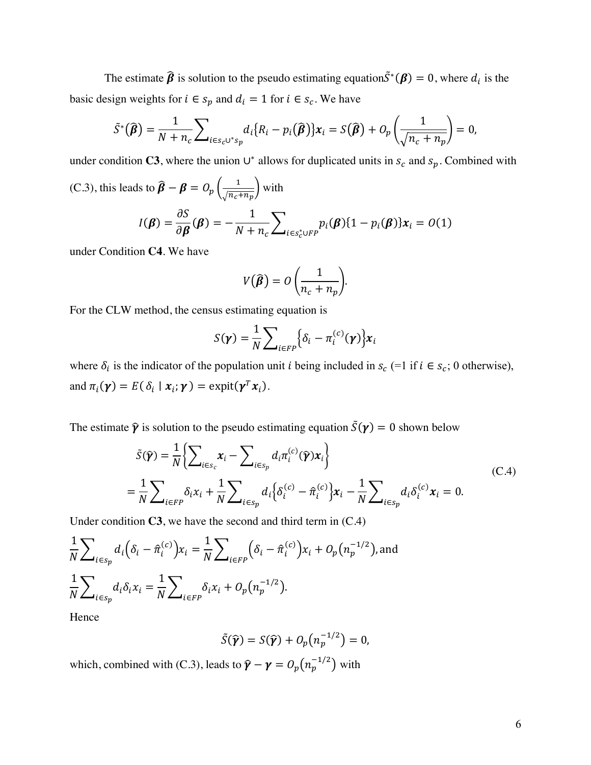The estimate $\widehat{\boldsymbol{\beta}}$ is solution to the pseudo estimating equation$\tilde{S}^*(\boldsymbol{\beta}) = 0$, where $d_i$ is the basic design weights for $i \in s_p$ and $d_i = 1$ for $i \in s_c$. We have

$$\tilde{S}^*(\widehat{\boldsymbol{\beta}}) = \frac{1}{N + n_c} \sum_{i \in s_c \cup^* s_p} d_i \{R_i - p_i(\widehat{\boldsymbol{\beta}})\} \boldsymbol{x}_i = S(\widehat{\boldsymbol{\beta}}) + O_p\left(\frac{1}{\sqrt{n_c + n_p}}\right) = 0,$$

under condition **C3**, where the union $\cup^*$ allows for duplicated units in $s_c$ and $s_p$. Combined with (C.3), this leads to $\widehat{\boldsymbol{\beta}} - \boldsymbol{\beta} = O_p\left(\frac{1}{\sqrt{n_c+n_p}}\right)$ with

$$I(\boldsymbol{\beta}) = \frac{\partial S}{\partial \boldsymbol{\beta}}(\boldsymbol{\beta}) = -\frac{1}{N + n_c} \sum_{i \in s_c^* \cup FP} p_i(\boldsymbol{\beta}) \{1 - p_i(\boldsymbol{\beta})\} \boldsymbol{x}_i = O(1)$$

under Condition **C4**. We have

$$V(\widehat{\boldsymbol{\beta}}) = O\left(\frac{1}{n_c + n_p}\right).$$

For the CLW method, the census estimating equation is

$$S(\boldsymbol{\gamma}) = \frac{1}{N} \sum_{i \in FP} \left\{\delta_i - \pi_i^{(c)}(\boldsymbol{\gamma})\right\} \boldsymbol{x}_i$$

where $\delta_i$ is the indicator of the population unit $i$ being included in $s_c$ (=1 if $i \in s_c$; 0 otherwise), and $\pi_i(\boldsymbol{\gamma}) = E(\delta_i \mid \boldsymbol{x}_i; \boldsymbol{\gamma}) = \text{expit}(\boldsymbol{\gamma}^T \boldsymbol{x}_i)$.

The estimate $\widehat{\boldsymbol{\gamma}}$ is solution to the pseudo estimating equation $\tilde{S}(\boldsymbol{\gamma}) = 0$ shown below

$$\begin{aligned} \tilde{S}(\widehat{\boldsymbol{\gamma}}) &= \frac{1}{N} \left\{ \sum_{i \in s_c} \boldsymbol{x}_i - \sum_{i \in s_p} d_i \pi_i^{(c)}(\widehat{\boldsymbol{\gamma}}) \boldsymbol{x}_i \right\} \\ &= \frac{1}{N} \sum_{i \in FP} \delta_i x_i + \frac{1}{N} \sum_{i \in s_p} d_i \left\{\delta_i^{(c)} - \hat{\pi}_i^{(c)}\right\} \boldsymbol{x}_i - \frac{1}{N} \sum_{i \in s_p} d_i \delta_i^{(c)} \boldsymbol{x}_i = 0. \end{aligned} \tag{C.4}$$

Under condition **C3**, we have the second and third term in (C.4)

$\frac{1}{N} \sum_{i \in s_p} d_i \left(\delta_i - \hat{\pi}_i^{(c)}\right) x_i = \frac{1}{N} \sum_{i \in FP} \left(\delta_i - \hat{\pi}_i^{(c)}\right) x_i + O_p\left(n_p^{-1/2}\right)$, and

$\frac{1}{N} \sum_{i \in s_p} d_i \delta_i x_i = \frac{1}{N} \sum_{i \in FP} \delta_i x_i + O_p\left(n_p^{-1/2}\right).$

Hence

$$\tilde{S}(\widehat{\boldsymbol{\gamma}}) = S(\widehat{\boldsymbol{\gamma}}) + O_p\left(n_p^{-1/2}\right) = 0,$$

which, combined with (C.3), leads to $\widehat{\boldsymbol{\gamma}} - \boldsymbol{\gamma} = O_p\left(n_p^{-1/2}\right)$ with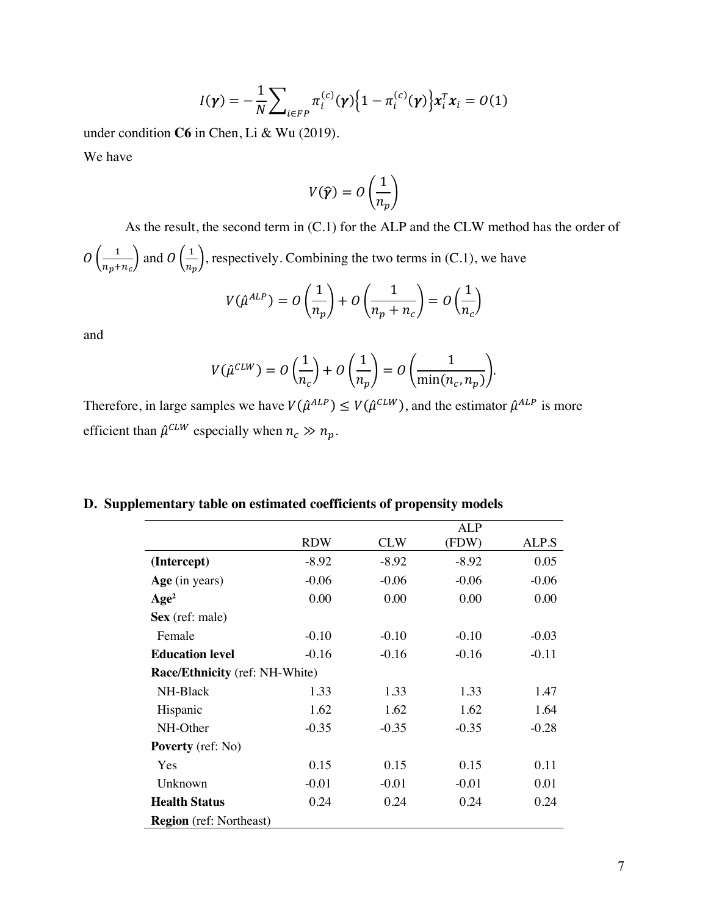$$I(\boldsymbol{\gamma}) = -\frac{1}{N}\sum\nolimits_{i\in FP} \pi_i^{(c)}(\boldsymbol{\gamma})\left\{1-\pi_i^{(c)}(\boldsymbol{\gamma})\right\}\boldsymbol{x}_i^T\boldsymbol{x}_i = O(1)$$

under condition **C6** in Chen, Li & Wu (2019).

We have

$$V(\hat{\boldsymbol{\gamma}}) = O\left(\frac{1}{n_p}\right)$$

As the result, the second term in (C.1) for the ALP and the CLW method has the order of $O\left(\frac{1}{n_p+n_c}\right)$ and $O\left(\frac{1}{n_p}\right)$, respectively. Combining the two terms in (C.1), we have

$$V(\hat{\mu}^{ALP}) = O\left(\frac{1}{n_p}\right) + O\left(\frac{1}{n_p+n_c}\right) = O\left(\frac{1}{n_c}\right)$$

and

$$V(\hat{\mu}^{CLW}) = O\left(\frac{1}{n_c}\right) + O\left(\frac{1}{n_p}\right) = O\left(\frac{1}{\min(n_c, n_p)}\right).$$

Therefore, in large samples we have $V(\hat{\mu}^{ALP}) \le V(\hat{\mu}^{CLW})$, and the estimator $\hat{\mu}^{ALP}$ is more efficient than $\hat{\mu}^{CLW}$ especially when $n_c \gg n_p$.

## D. Supplementary table on estimated coefficients of propensity models

| | RDW | CLW | ALP (FDW) | ALP.S |
|---|---|---|---|---|
| **(Intercept)** | -8.92 | -8.92 | -8.92 | 0.05 |
| **Age** (in years) | -0.06 | -0.06 | -0.06 | -0.06 |
| **Age²** | 0.00 | 0.00 | 0.00 | 0.00 |
| **Sex** (ref: male) | | | | |
| Female | -0.10 | -0.10 | -0.10 | -0.03 |
| **Education level** | -0.16 | -0.16 | -0.16 | -0.11 |
| **Race/Ethnicity** (ref: NH-White) | | | | |
| NH-Black | 1.33 | 1.33 | 1.33 | 1.47 |
| Hispanic | 1.62 | 1.62 | 1.62 | 1.64 |
| NH-Other | -0.35 | -0.35 | -0.35 | -0.28 |
| **Poverty** (ref: No) | | | | |
| Yes | 0.15 | 0.15 | 0.15 | 0.11 |
| Unknown | -0.01 | -0.01 | -0.01 | 0.01 |
| **Health Status** | 0.24 | 0.24 | 0.24 | 0.24 |
| **Region** (ref: Northeast) | | | | |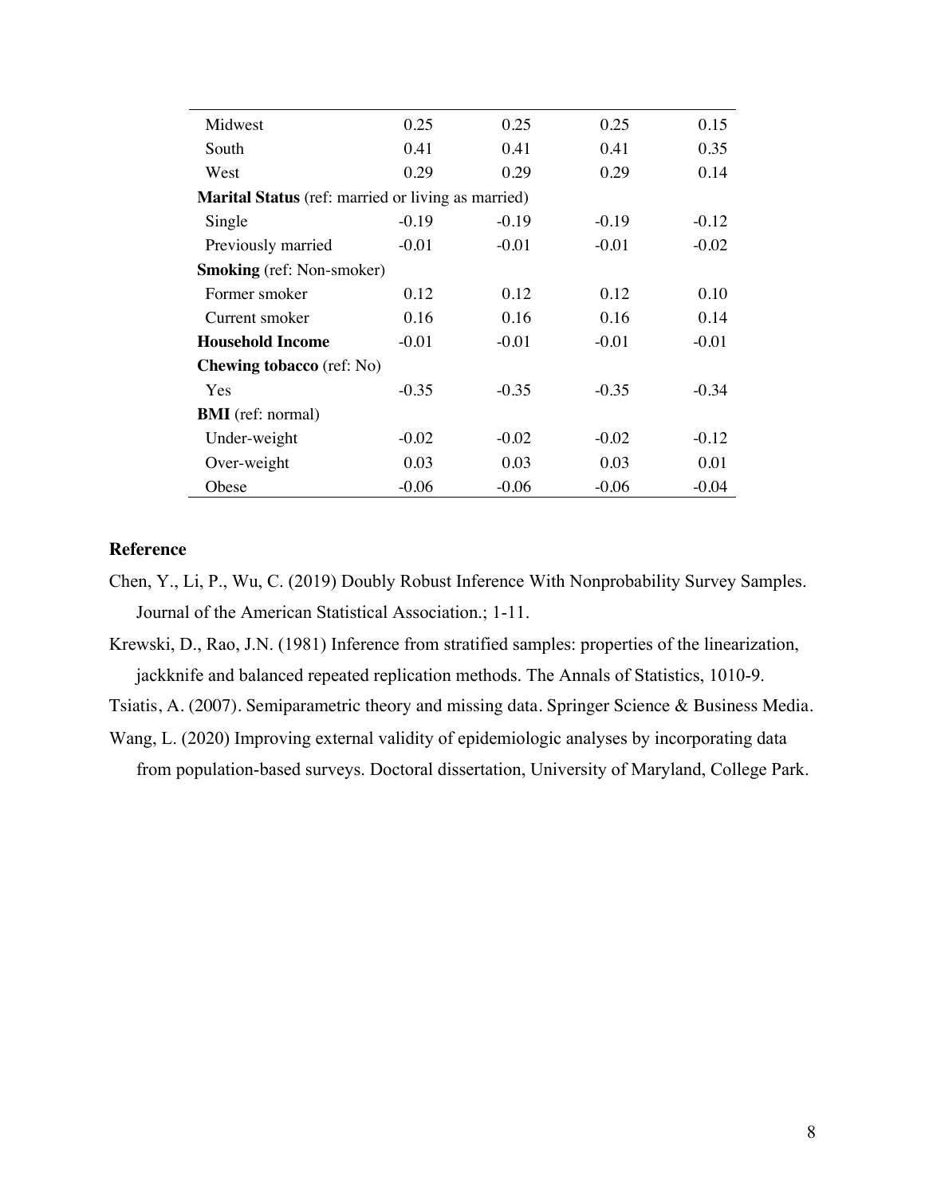| | | | | |
|---|---|---|---|---|
| Midwest | 0.25 | 0.25 | 0.25 | 0.15 |
| South | 0.41 | 0.41 | 0.41 | 0.35 |
| West | 0.29 | 0.29 | 0.29 | 0.14 |
| **Marital Status** (ref: married or living as married) | | | | |
| Single | -0.19 | -0.19 | -0.19 | -0.12 |
| Previously married | -0.01 | -0.01 | -0.01 | -0.02 |
| **Smoking** (ref: Non-smoker) | | | | |
| Former smoker | 0.12 | 0.12 | 0.12 | 0.10 |
| Current smoker | 0.16 | 0.16 | 0.16 | 0.14 |
| **Household Income** | -0.01 | -0.01 | -0.01 | -0.01 |
| **Chewing tobacco** (ref: No) | | | | |
| Yes | -0.35 | -0.35 | -0.35 | -0.34 |
| **BMI** (ref: normal) | | | | |
| Under-weight | -0.02 | -0.02 | -0.02 | -0.12 |
| Over-weight | 0.03 | 0.03 | 0.03 | 0.01 |
| Obese | -0.06 | -0.06 | -0.06 | -0.04 |

## Reference

Chen, Y., Li, P., Wu, C. (2019) Doubly Robust Inference With Nonprobability Survey Samples. Journal of the American Statistical Association.; 1-11.

Krewski, D., Rao, J.N. (1981) Inference from stratified samples: properties of the linearization, jackknife and balanced repeated replication methods. The Annals of Statistics, 1010-9.

Tsiatis, A. (2007). Semiparametric theory and missing data. Springer Science & Business Media.

Wang, L. (2020) Improving external validity of epidemiologic analyses by incorporating data from population-based surveys. Doctoral dissertation, University of Maryland, College Park.